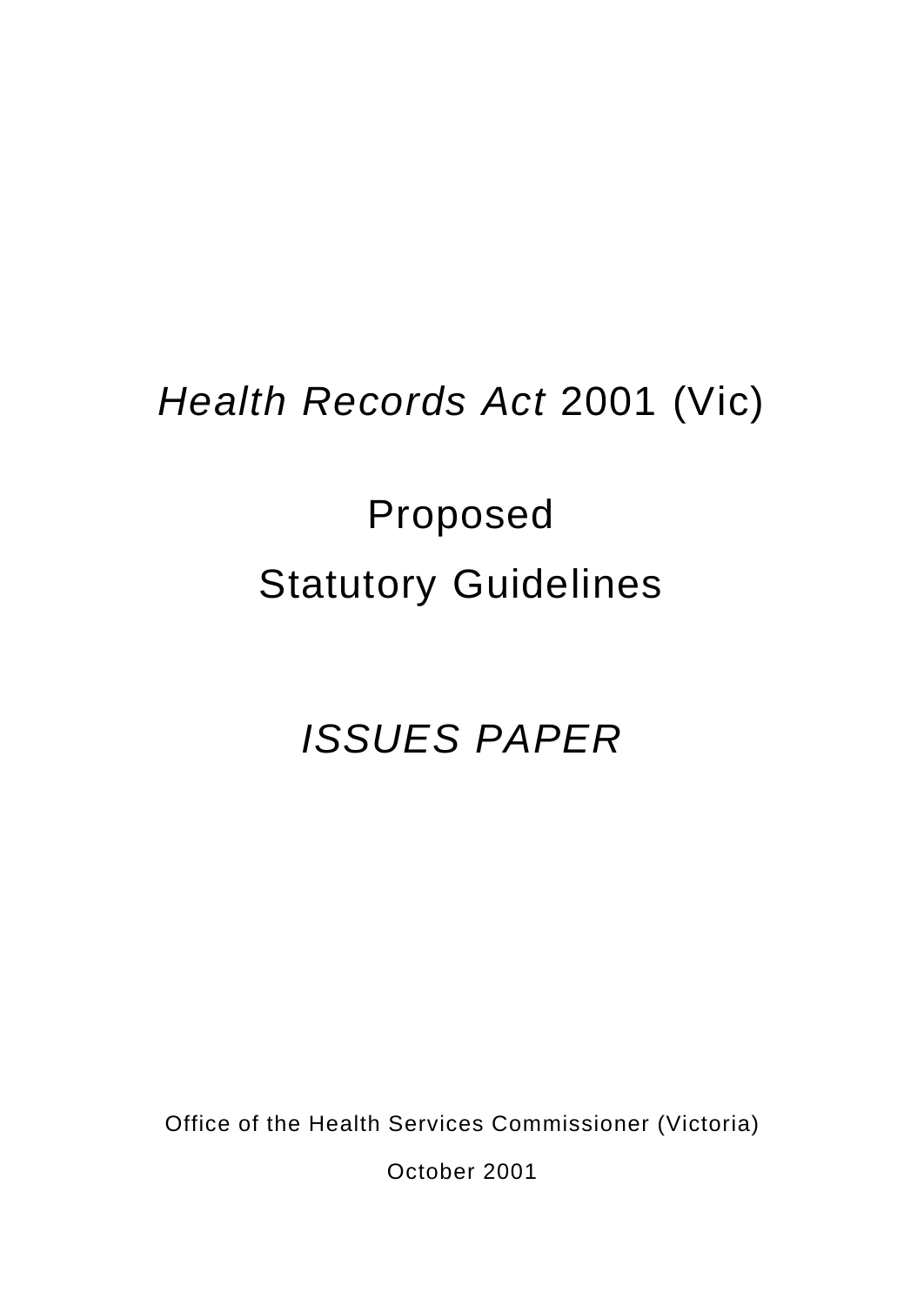# *Health Records Act* 2001 (Vic)

## Proposed Statutory Guidelines

## *ISSUES PAPER*

Office of the Health Services Commissioner (Victoria)

October 2001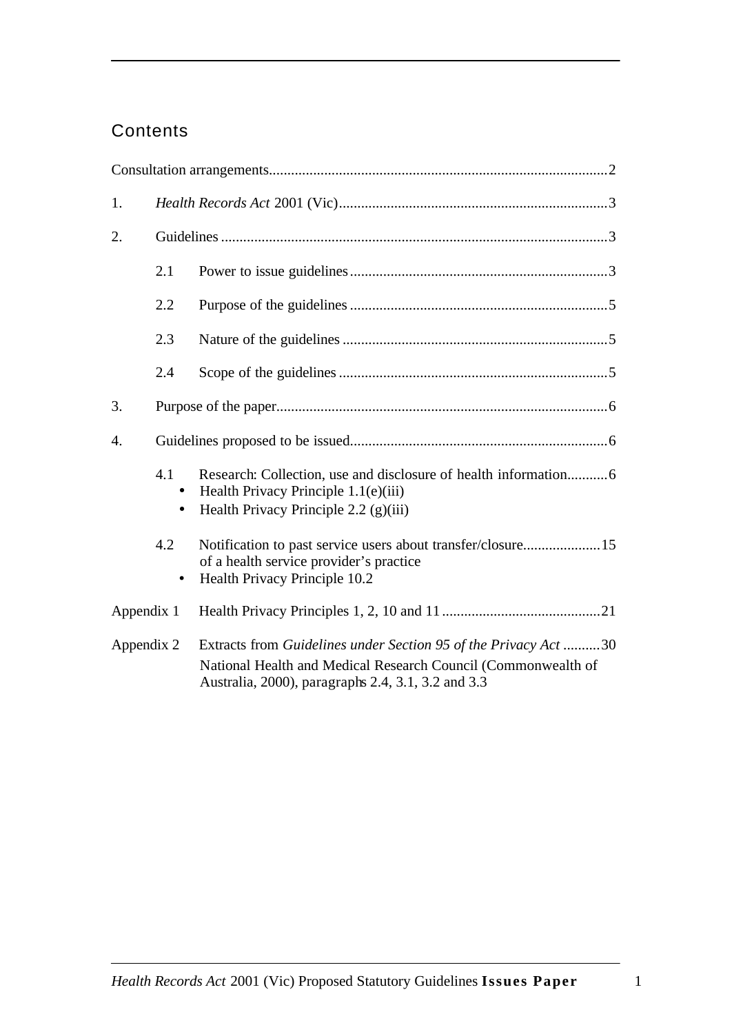## Contents

Consultation arrangements............................................................................................2

1. *Health Records Act* 2001 (Vic)........................................................................3

2. Guidelines ........................................................................................................3

   2.1 Power to issue guidelines.....................................................................3

   2.2 Purpose of the guidelines .....................................................................5

   2.3 Nature of the guidelines .......................................................................5

   2.4 Scope of the guidelines ........................................................................5

3. Purpose of the paper.........................................................................................6

4. Guidelines proposed to be issued.....................................................................6

   4.1 Research: Collection, use and disclosure of health information...........6
   - Health Privacy Principle 1.1(e)(iii)
   - Health Privacy Principle 2.2 (g)(iii)

   4.2 Notification to past service users about transfer/closure....................15 of a health service provider's practice
   - Health Privacy Principle 10.2

Appendix 1 Health Privacy Principles 1, 2, 10 and 11 ...........................................21

Appendix 2 Extracts from *Guidelines under Section 95 of the Privacy Act* ..........30
National Health and Medical Research Council (Commonwealth of Australia, 2000), paragraphs 2.4, 3.1, 3.2 and 3.3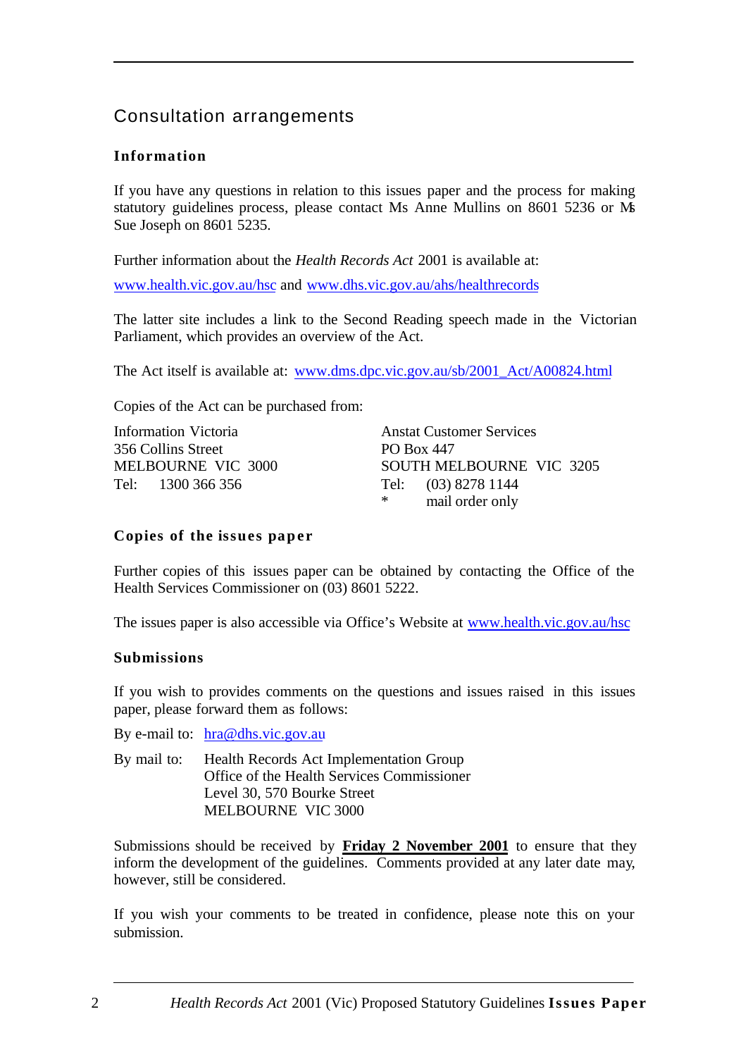## Consultation arrangements

### Information

If you have any questions in relation to this issues paper and the process for making statutory guidelines process, please contact Ms Anne Mullins on 8601 5236 or Ms Sue Joseph on 8601 5235.

Further information about the *Health Records Act* 2001 is available at:

www.health.vic.gov.au/hsc and www.dhs.vic.gov.au/ahs/healthrecords

The latter site includes a link to the Second Reading speech made in the Victorian Parliament, which provides an overview of the Act.

The Act itself is available at: www.dms.dpc.vic.gov.au/sb/2001_Act/A00824.html

Copies of the Act can be purchased from:

Information Victoria
356 Collins Street
MELBOURNE VIC 3000
Tel: 1300 366 356

Anstat Customer Services
PO Box 447
SOUTH MELBOURNE VIC 3205
Tel: (03) 8278 1144
* mail order only

### Copies of the issues paper

Further copies of this issues paper can be obtained by contacting the Office of the Health Services Commissioner on (03) 8601 5222.

The issues paper is also accessible via Office's Website at www.health.vic.gov.au/hsc

### Submissions

If you wish to provides comments on the questions and issues raised in this issues paper, please forward them as follows:

By e-mail to: hra@dhs.vic.gov.au

By mail to: Health Records Act Implementation Group
Office of the Health Services Commissioner
Level 30, 570 Bourke Street
MELBOURNE VIC 3000

Submissions should be received by **Friday 2 November 2001** to ensure that they inform the development of the guidelines. Comments provided at any later date may, however, still be considered.

If you wish your comments to be treated in confidence, please note this on your submission.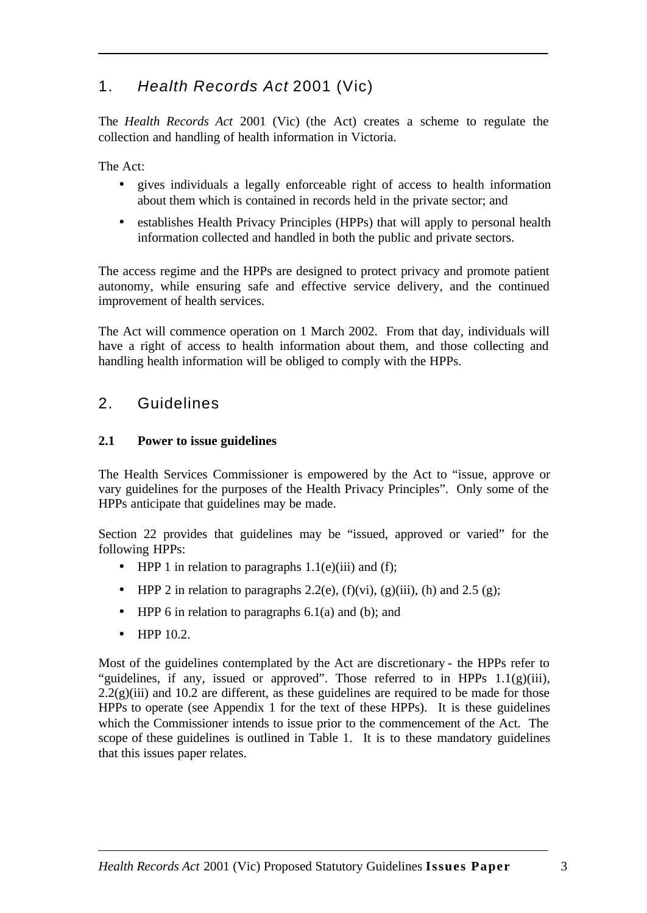## 1. *Health Records Act* 2001 (Vic)

The *Health Records Act* 2001 (Vic) (the Act) creates a scheme to regulate the collection and handling of health information in Victoria.

The Act:

- gives individuals a legally enforceable right of access to health information about them which is contained in records held in the private sector; and
- establishes Health Privacy Principles (HPPs) that will apply to personal health information collected and handled in both the public and private sectors.

The access regime and the HPPs are designed to protect privacy and promote patient autonomy, while ensuring safe and effective service delivery, and the continued improvement of health services.

The Act will commence operation on 1 March 2002. From that day, individuals will have a right of access to health information about them, and those collecting and handling health information will be obliged to comply with the HPPs.

## 2. Guidelines

### 2.1 Power to issue guidelines

The Health Services Commissioner is empowered by the Act to "issue, approve or vary guidelines for the purposes of the Health Privacy Principles". Only some of the HPPs anticipate that guidelines may be made.

Section 22 provides that guidelines may be "issued, approved or varied" for the following HPPs:

- HPP 1 in relation to paragraphs 1.1(e)(iii) and (f);
- HPP 2 in relation to paragraphs 2.2(e), (f)(vi), (g)(iii), (h) and 2.5 (g);
- HPP 6 in relation to paragraphs 6.1(a) and (b); and
- HPP 10.2.

Most of the guidelines contemplated by the Act are discretionary - the HPPs refer to "guidelines, if any, issued or approved". Those referred to in HPPs 1.1(g)(iii), 2.2(g)(iii) and 10.2 are different, as these guidelines are required to be made for those HPPs to operate (see Appendix 1 for the text of these HPPs). It is these guidelines which the Commissioner intends to issue prior to the commencement of the Act. The scope of these guidelines is outlined in Table 1. It is to these mandatory guidelines that this issues paper relates.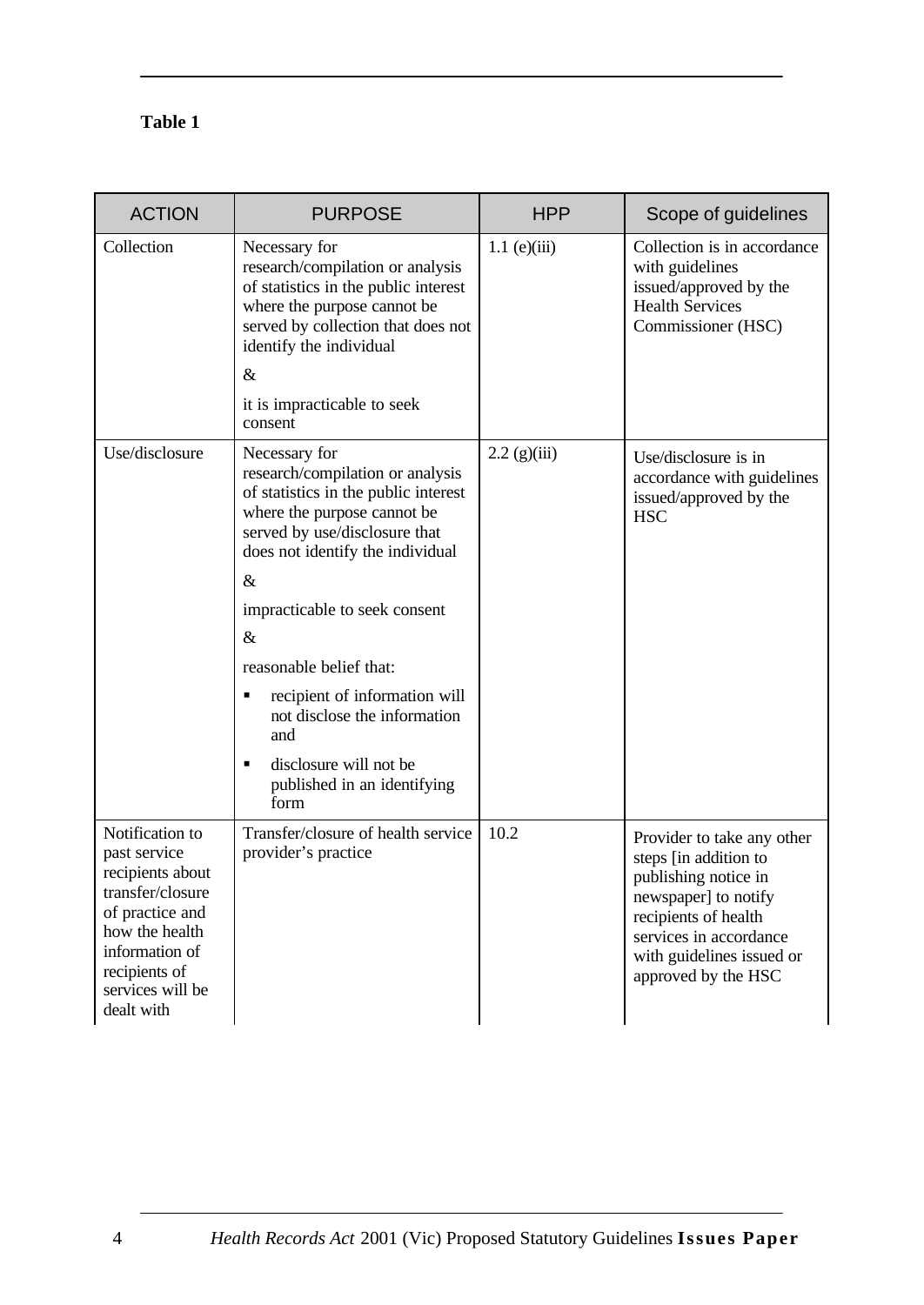**Table 1**

| ACTION | PURPOSE | HPP | Scope of guidelines |
|---|---|---|---|
| Collection | Necessary for research/compilation or analysis of statistics in the public interest where the purpose cannot be served by collection that does not identify the individual<br><br>&<br><br>it is impracticable to seek consent | 1.1 (e)(iii) | Collection is in accordance with guidelines issued/approved by the Health Services Commissioner (HSC) |
| Use/disclosure | Necessary for research/compilation or analysis of statistics in the public interest where the purpose cannot be served by use/disclosure that does not identify the individual<br><br>&<br><br>impracticable to seek consent<br><br>&<br><br>reasonable belief that:<br><br>▪ recipient of information will not disclose the information and<br><br>▪ disclosure will not be published in an identifying form | 2.2 (g)(iii) | Use/disclosure is in accordance with guidelines issued/approved by the HSC |
| Notification to past service recipients about transfer/closure of practice and how the health information of recipients of services will be dealt with | Transfer/closure of health service provider's practice | 10.2 | Provider to take any other steps [in addition to publishing notice in newspaper] to notify recipients of health services in accordance with guidelines issued or approved by the HSC |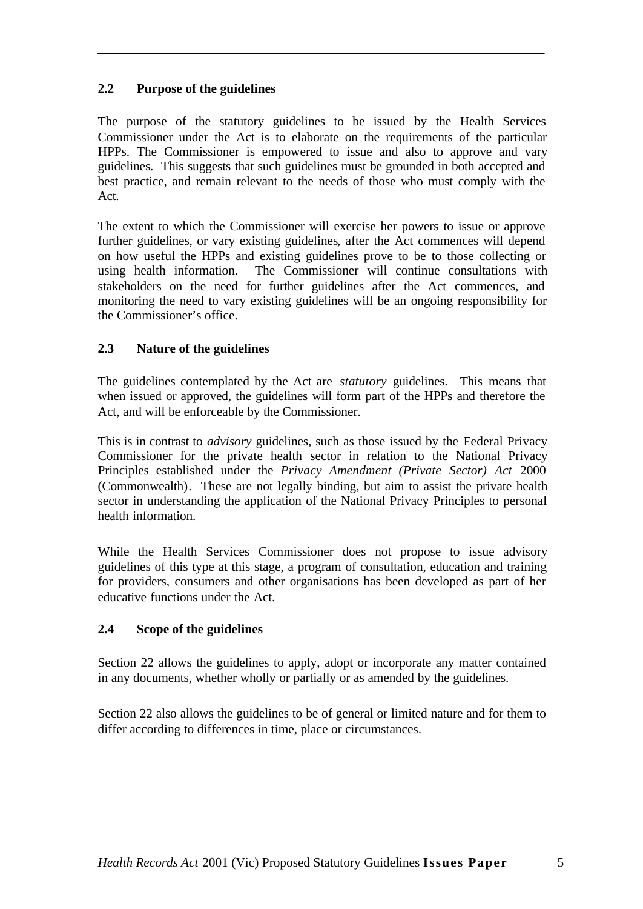## 2.2 Purpose of the guidelines

The purpose of the statutory guidelines to be issued by the Health Services Commissioner under the Act is to elaborate on the requirements of the particular HPPs. The Commissioner is empowered to issue and also to approve and vary guidelines. This suggests that such guidelines must be grounded in both accepted and best practice, and remain relevant to the needs of those who must comply with the Act.

The extent to which the Commissioner will exercise her powers to issue or approve further guidelines, or vary existing guidelines, after the Act commences will depend on how useful the HPPs and existing guidelines prove to be to those collecting or using health information. The Commissioner will continue consultations with stakeholders on the need for further guidelines after the Act commences, and monitoring the need to vary existing guidelines will be an ongoing responsibility for the Commissioner's office.

## 2.3 Nature of the guidelines

The guidelines contemplated by the Act are *statutory* guidelines. This means that when issued or approved, the guidelines will form part of the HPPs and therefore the Act, and will be enforceable by the Commissioner.

This is in contrast to *advisory* guidelines, such as those issued by the Federal Privacy Commissioner for the private health sector in relation to the National Privacy Principles established under the *Privacy Amendment (Private Sector) Act* 2000 (Commonwealth). These are not legally binding, but aim to assist the private health sector in understanding the application of the National Privacy Principles to personal health information.

While the Health Services Commissioner does not propose to issue advisory guidelines of this type at this stage, a program of consultation, education and training for providers, consumers and other organisations has been developed as part of her educative functions under the Act.

## 2.4 Scope of the guidelines

Section 22 allows the guidelines to apply, adopt or incorporate any matter contained in any documents, whether wholly or partially or as amended by the guidelines.

Section 22 also allows the guidelines to be of general or limited nature and for them to differ according to differences in time, place or circumstances.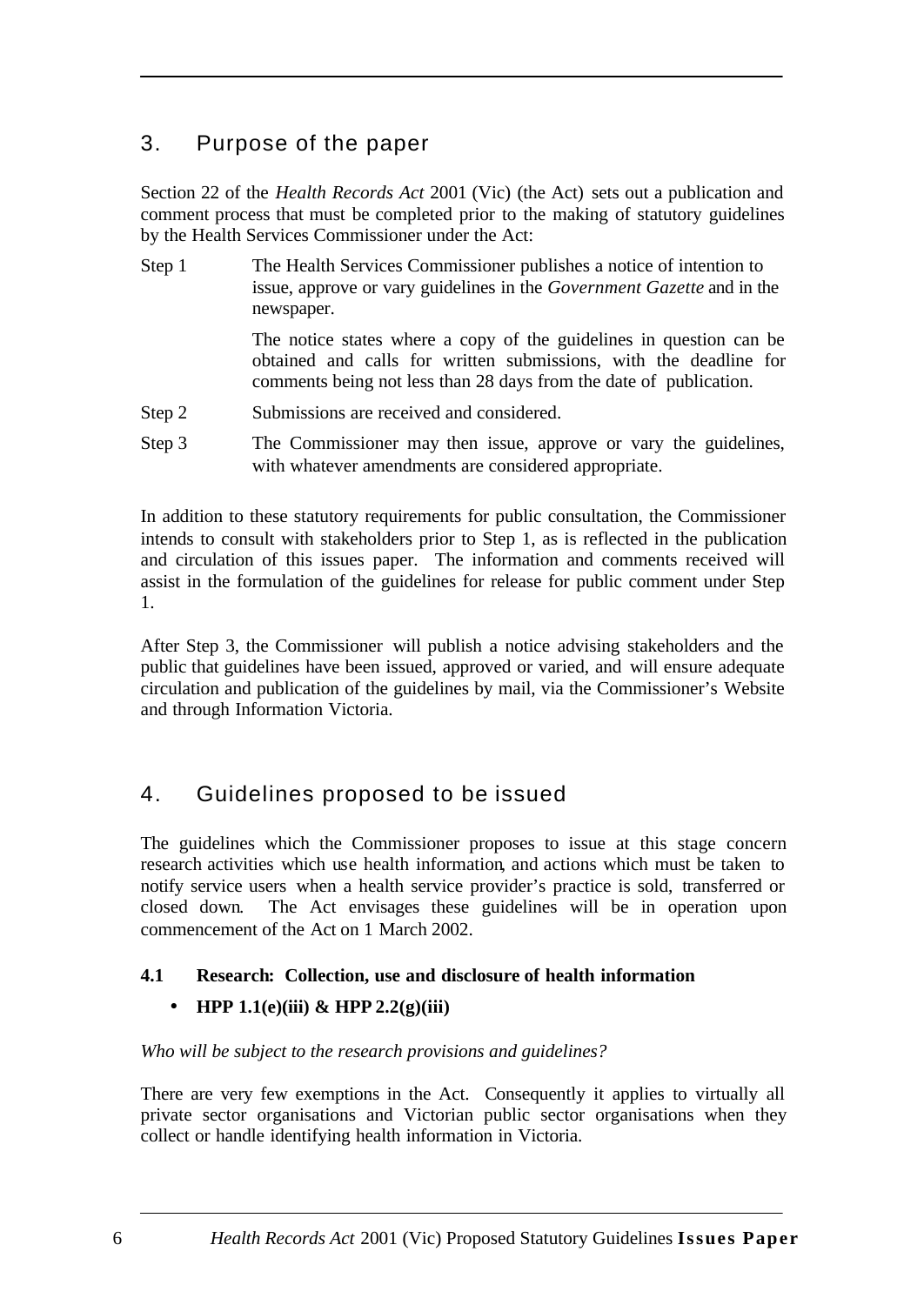## 3. Purpose of the paper

Section 22 of the *Health Records Act* 2001 (Vic) (the Act) sets out a publication and comment process that must be completed prior to the making of statutory guidelines by the Health Services Commissioner under the Act:

Step 1 The Health Services Commissioner publishes a notice of intention to issue, approve or vary guidelines in the *Government Gazette* and in the newspaper.

The notice states where a copy of the guidelines in question can be obtained and calls for written submissions, with the deadline for comments being not less than 28 days from the date of publication.

Step 2 Submissions are received and considered.

Step 3 The Commissioner may then issue, approve or vary the guidelines, with whatever amendments are considered appropriate.

In addition to these statutory requirements for public consultation, the Commissioner intends to consult with stakeholders prior to Step 1, as is reflected in the publication and circulation of this issues paper. The information and comments received will assist in the formulation of the guidelines for release for public comment under Step 1.

After Step 3, the Commissioner will publish a notice advising stakeholders and the public that guidelines have been issued, approved or varied, and will ensure adequate circulation and publication of the guidelines by mail, via the Commissioner's Website and through Information Victoria.

## 4. Guidelines proposed to be issued

The guidelines which the Commissioner proposes to issue at this stage concern research activities which use health information, and actions which must be taken to notify service users when a health service provider's practice is sold, transferred or closed down. The Act envisages these guidelines will be in operation upon commencement of the Act on 1 March 2002.

### 4.1 Research: Collection, use and disclosure of health information

- **HPP 1.1(e)(iii) & HPP 2.2(g)(iii)**

*Who will be subject to the research provisions and guidelines?*

There are very few exemptions in the Act. Consequently it applies to virtually all private sector organisations and Victorian public sector organisations when they collect or handle identifying health information in Victoria.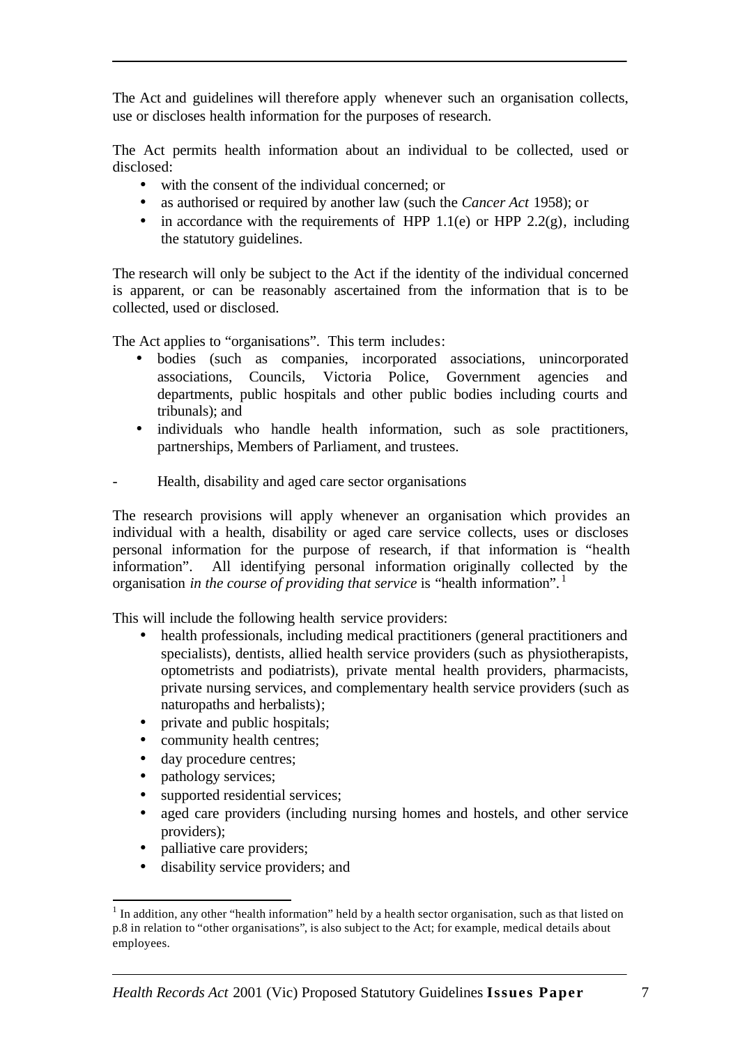The Act and guidelines will therefore apply whenever such an organisation collects, use or discloses health information for the purposes of research.

The Act permits health information about an individual to be collected, used or disclosed:

- with the consent of the individual concerned; or
- as authorised or required by another law (such the *Cancer Act* 1958); or
- in accordance with the requirements of HPP 1.1(e) or HPP 2.2(g), including the statutory guidelines.

The research will only be subject to the Act if the identity of the individual concerned is apparent, or can be reasonably ascertained from the information that is to be collected, used or disclosed.

The Act applies to "organisations". This term includes:

- bodies (such as companies, incorporated associations, unincorporated associations, Councils, Victoria Police, Government agencies and departments, public hospitals and other public bodies including courts and tribunals); and
- individuals who handle health information, such as sole practitioners, partnerships, Members of Parliament, and trustees.

- Health, disability and aged care sector organisations

The research provisions will apply whenever an organisation which provides an individual with a health, disability or aged care service collects, uses or discloses personal information for the purpose of research, if that information is "health information". All identifying personal information originally collected by the organisation *in the course of providing that service* is "health information".[1]

This will include the following health service providers:

- health professionals, including medical practitioners (general practitioners and specialists), dentists, allied health service providers (such as physiotherapists, optometrists and podiatrists), private mental health providers, pharmacists, private nursing services, and complementary health service providers (such as naturopaths and herbalists);
- private and public hospitals;
- community health centres;
- day procedure centres;
- pathology services;
- supported residential services;
- aged care providers (including nursing homes and hostels, and other service providers);
- palliative care providers;
- disability service providers; and

[1] In addition, any other "health information" held by a health sector organisation, such as that listed on p.8 in relation to "other organisations", is also subject to the Act; for example, medical details about employees.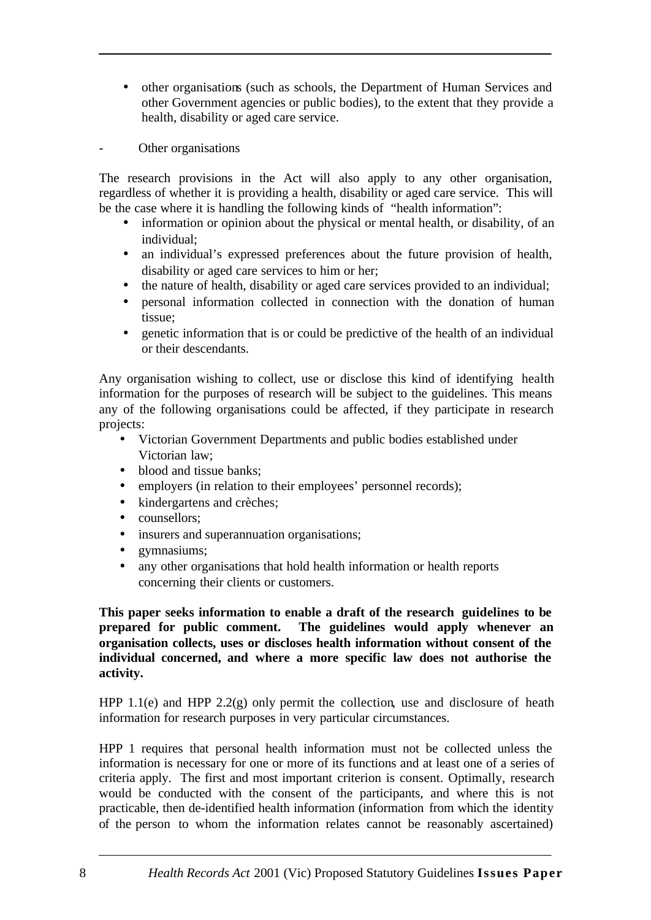- other organisations (such as schools, the Department of Human Services and other Government agencies or public bodies), to the extent that they provide a health, disability or aged care service.

- Other organisations

The research provisions in the Act will also apply to any other organisation, regardless of whether it is providing a health, disability or aged care service. This will be the case where it is handling the following kinds of "health information":

- information or opinion about the physical or mental health, or disability, of an individual;
- an individual's expressed preferences about the future provision of health, disability or aged care services to him or her;
- the nature of health, disability or aged care services provided to an individual;
- personal information collected in connection with the donation of human tissue;
- genetic information that is or could be predictive of the health of an individual or their descendants.

Any organisation wishing to collect, use or disclose this kind of identifying health information for the purposes of research will be subject to the guidelines. This means any of the following organisations could be affected, if they participate in research projects:

- Victorian Government Departments and public bodies established under Victorian law;
- blood and tissue banks;
- employers (in relation to their employees' personnel records);
- kindergartens and crèches;
- counsellors;
- insurers and superannuation organisations;
- gymnasiums;
- any other organisations that hold health information or health reports concerning their clients or customers.

**This paper seeks information to enable a draft of the research guidelines to be prepared for public comment. The guidelines would apply whenever an organisation collects, uses or discloses health information without consent of the individual concerned, and where a more specific law does not authorise the activity.**

HPP 1.1(e) and HPP 2.2(g) only permit the collection, use and disclosure of heath information for research purposes in very particular circumstances.

HPP 1 requires that personal health information must not be collected unless the information is necessary for one or more of its functions and at least one of a series of criteria apply. The first and most important criterion is consent. Optimally, research would be conducted with the consent of the participants, and where this is not practicable, then de-identified health information (information from which the identity of the person to whom the information relates cannot be reasonably ascertained)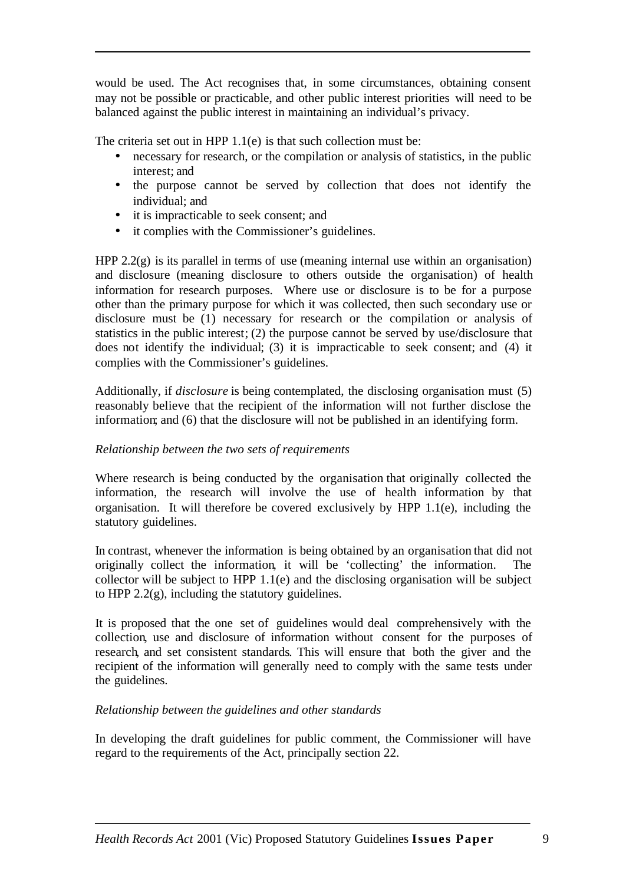would be used. The Act recognises that, in some circumstances, obtaining consent may not be possible or practicable, and other public interest priorities will need to be balanced against the public interest in maintaining an individual's privacy.

The criteria set out in HPP 1.1(e) is that such collection must be:

- necessary for research, or the compilation or analysis of statistics, in the public interest; and
- the purpose cannot be served by collection that does not identify the individual; and
- it is impracticable to seek consent; and
- it complies with the Commissioner's guidelines.

HPP 2.2(g) is its parallel in terms of use (meaning internal use within an organisation) and disclosure (meaning disclosure to others outside the organisation) of health information for research purposes. Where use or disclosure is to be for a purpose other than the primary purpose for which it was collected, then such secondary use or disclosure must be (1) necessary for research or the compilation or analysis of statistics in the public interest; (2) the purpose cannot be served by use/disclosure that does not identify the individual; (3) it is impracticable to seek consent; and (4) it complies with the Commissioner's guidelines.

Additionally, if *disclosure* is being contemplated, the disclosing organisation must (5) reasonably believe that the recipient of the information will not further disclose the information; and (6) that the disclosure will not be published in an identifying form.

*Relationship between the two sets of requirements*

Where research is being conducted by the organisation that originally collected the information, the research will involve the use of health information by that organisation. It will therefore be covered exclusively by HPP 1.1(e), including the statutory guidelines.

In contrast, whenever the information is being obtained by an organisation that did not originally collect the information, it will be 'collecting' the information. The collector will be subject to HPP 1.1(e) and the disclosing organisation will be subject to HPP 2.2(g), including the statutory guidelines.

It is proposed that the one set of guidelines would deal comprehensively with the collection, use and disclosure of information without consent for the purposes of research, and set consistent standards. This will ensure that both the giver and the recipient of the information will generally need to comply with the same tests under the guidelines.

*Relationship between the guidelines and other standards*

In developing the draft guidelines for public comment, the Commissioner will have regard to the requirements of the Act, principally section 22.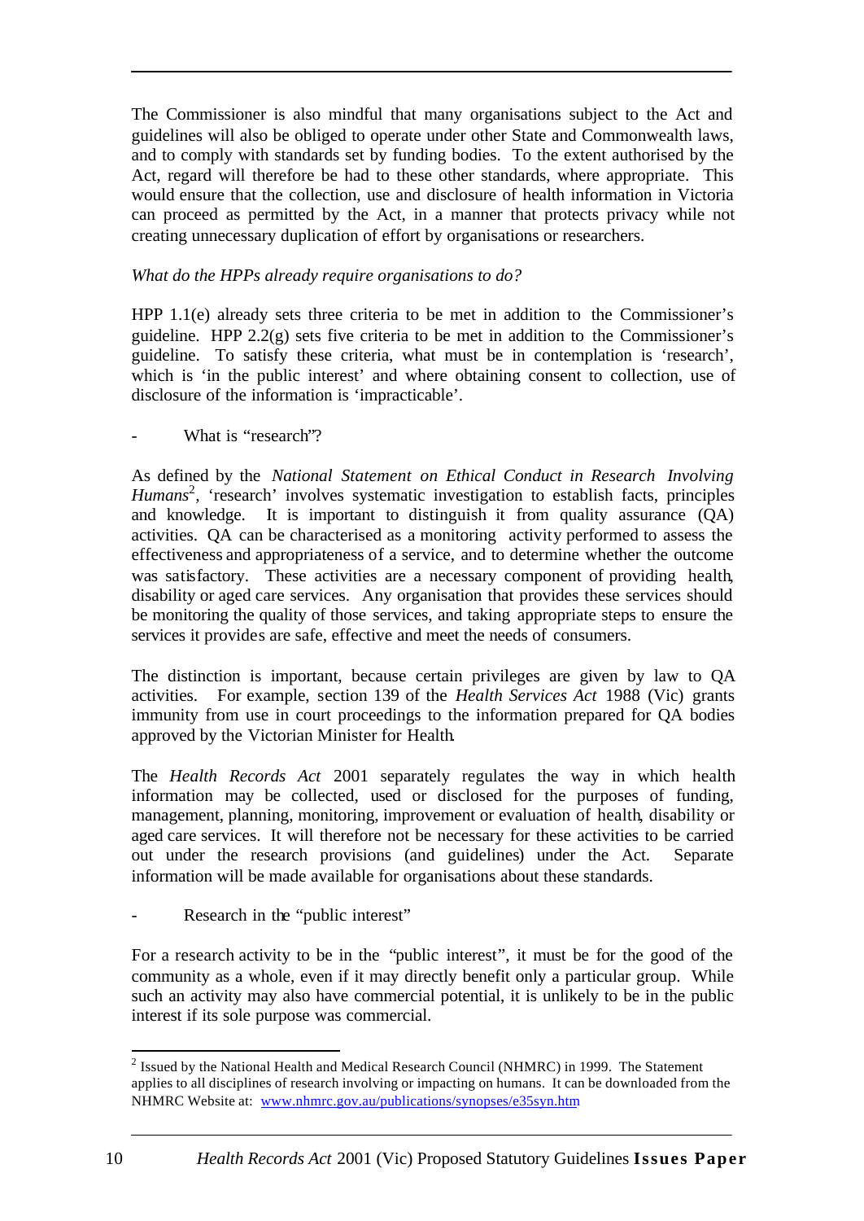The Commissioner is also mindful that many organisations subject to the Act and guidelines will also be obliged to operate under other State and Commonwealth laws, and to comply with standards set by funding bodies. To the extent authorised by the Act, regard will therefore be had to these other standards, where appropriate. This would ensure that the collection, use and disclosure of health information in Victoria can proceed as permitted by the Act, in a manner that protects privacy while not creating unnecessary duplication of effort by organisations or researchers.

*What do the HPPs already require organisations to do?*

HPP 1.1(e) already sets three criteria to be met in addition to the Commissioner's guideline. HPP 2.2(g) sets five criteria to be met in addition to the Commissioner's guideline. To satisfy these criteria, what must be in contemplation is 'research', which is 'in the public interest' and where obtaining consent to collection, use of disclosure of the information is 'impracticable'.

- What is "research"?

As defined by the *National Statement on Ethical Conduct in Research Involving Humans*[2], 'research' involves systematic investigation to establish facts, principles and knowledge. It is important to distinguish it from quality assurance (QA) activities. QA can be characterised as a monitoring activity performed to assess the effectiveness and appropriateness of a service, and to determine whether the outcome was satisfactory. These activities are a necessary component of providing health, disability or aged care services. Any organisation that provides these services should be monitoring the quality of those services, and taking appropriate steps to ensure the services it provides are safe, effective and meet the needs of consumers.

The distinction is important, because certain privileges are given by law to QA activities. For example, section 139 of the *Health Services Act* 1988 (Vic) grants immunity from use in court proceedings to the information prepared for QA bodies approved by the Victorian Minister for Health.

The *Health Records Act* 2001 separately regulates the way in which health information may be collected, used or disclosed for the purposes of funding, management, planning, monitoring, improvement or evaluation of health, disability or aged care services. It will therefore not be necessary for these activities to be carried out under the research provisions (and guidelines) under the Act. Separate information will be made available for organisations about these standards.

- Research in the "public interest"

For a research activity to be in the "public interest", it must be for the good of the community as a whole, even if it may directly benefit only a particular group. While such an activity may also have commercial potential, it is unlikely to be in the public interest if its sole purpose was commercial.

---

[2] Issued by the National Health and Medical Research Council (NHMRC) in 1999. The Statement applies to all disciplines of research involving or impacting on humans. It can be downloaded from the NHMRC Website at: www.nhmrc.gov.au/publications/synopses/e35syn.htm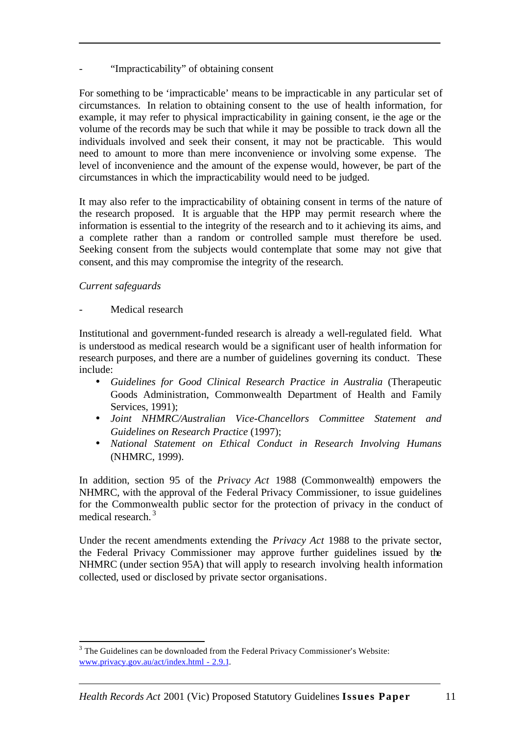- “Impracticability” of obtaining consent

For something to be ‘impracticable’ means to be impracticable in any particular set of circumstances. In relation to obtaining consent to the use of health information, for example, it may refer to physical impracticability in gaining consent, ie the age or the volume of the records may be such that while it may be possible to track down all the individuals involved and seek their consent, it may not be practicable. This would need to amount to more than mere inconvenience or involving some expense. The level of inconvenience and the amount of the expense would, however, be part of the circumstances in which the impracticability would need to be judged.

It may also refer to the impracticability of obtaining consent in terms of the nature of the research proposed. It is arguable that the HPP may permit research where the information is essential to the integrity of the research and to it achieving its aims, and a complete rather than a random or controlled sample must therefore be used. Seeking consent from the subjects would contemplate that some may not give that consent, and this may compromise the integrity of the research.

*Current safeguards*

- Medical research

Institutional and government-funded research is already a well-regulated field. What is understood as medical research would be a significant user of health information for research purposes, and there are a number of guidelines governing its conduct. These include:

- *Guidelines for Good Clinical Research Practice in Australia* (Therapeutic Goods Administration, Commonwealth Department of Health and Family Services, 1991);
- *Joint NHMRC/Australian Vice-Chancellors Committee Statement and Guidelines on Research Practice* (1997);
- *National Statement on Ethical Conduct in Research Involving Humans* (NHMRC, 1999).

In addition, section 95 of the *Privacy Act* 1988 (Commonwealth) empowers the NHMRC, with the approval of the Federal Privacy Commissioner, to issue guidelines for the Commonwealth public sector for the protection of privacy in the conduct of medical research.[3]

Under the recent amendments extending the *Privacy Act* 1988 to the private sector, the Federal Privacy Commissioner may approve further guidelines issued by the NHMRC (under section 95A) that will apply to research involving health information collected, used or disclosed by private sector organisations.

[3] The Guidelines can be downloaded from the Federal Privacy Commissioner's Website: www.privacy.gov.au/act/index.html - 2.9.1.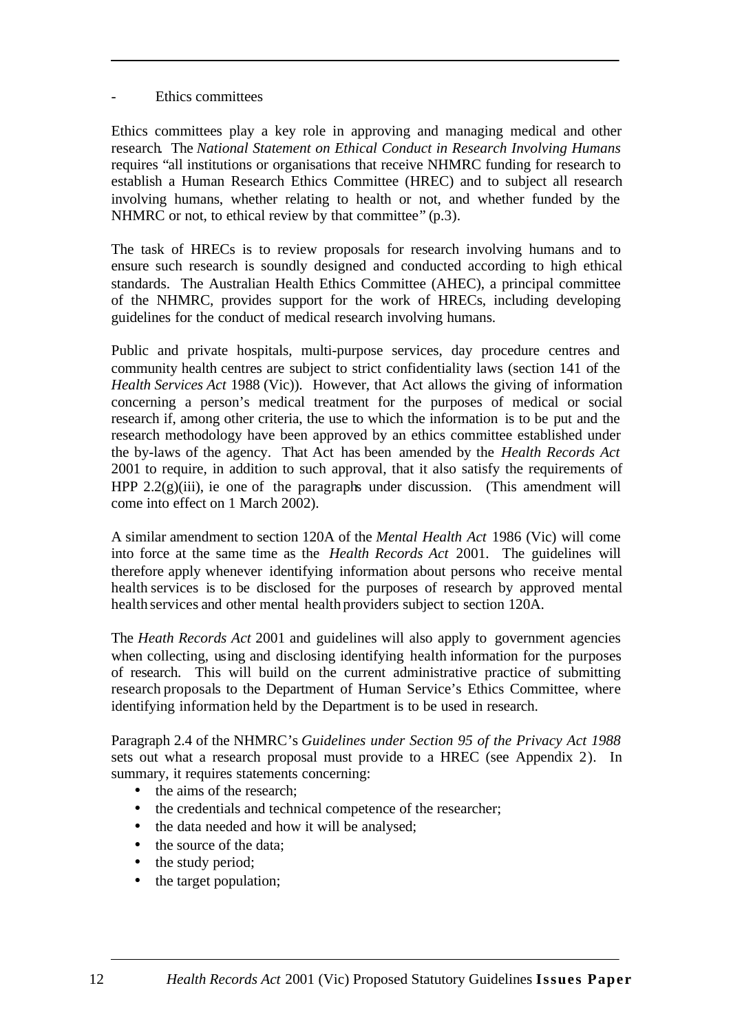- Ethics committees

Ethics committees play a key role in approving and managing medical and other research. The *National Statement on Ethical Conduct in Research Involving Humans* requires "all institutions or organisations that receive NHMRC funding for research to establish a Human Research Ethics Committee (HREC) and to subject all research involving humans, whether relating to health or not, and whether funded by the NHMRC or not, to ethical review by that committee" (p.3).

The task of HRECs is to review proposals for research involving humans and to ensure such research is soundly designed and conducted according to high ethical standards. The Australian Health Ethics Committee (AHEC), a principal committee of the NHMRC, provides support for the work of HRECs, including developing guidelines for the conduct of medical research involving humans.

Public and private hospitals, multi-purpose services, day procedure centres and community health centres are subject to strict confidentiality laws (section 141 of the *Health Services Act* 1988 (Vic)). However, that Act allows the giving of information concerning a person's medical treatment for the purposes of medical or social research if, among other criteria, the use to which the information is to be put and the research methodology have been approved by an ethics committee established under the by-laws of the agency. That Act has been amended by the *Health Records Act* 2001 to require, in addition to such approval, that it also satisfy the requirements of HPP 2.2(g)(iii), ie one of the paragraphs under discussion. (This amendment will come into effect on 1 March 2002).

A similar amendment to section 120A of the *Mental Health Act* 1986 (Vic) will come into force at the same time as the *Health Records Act* 2001. The guidelines will therefore apply whenever identifying information about persons who receive mental health services is to be disclosed for the purposes of research by approved mental health services and other mental health providers subject to section 120A.

The *Heath Records Act* 2001 and guidelines will also apply to government agencies when collecting, using and disclosing identifying health information for the purposes of research. This will build on the current administrative practice of submitting research proposals to the Department of Human Service's Ethics Committee, where identifying information held by the Department is to be used in research.

Paragraph 2.4 of the NHMRC's *Guidelines under Section 95 of the Privacy Act 1988* sets out what a research proposal must provide to a HREC (see Appendix 2). In summary, it requires statements concerning:

- the aims of the research;
- the credentials and technical competence of the researcher;
- the data needed and how it will be analysed;
- the source of the data;
- the study period;
- the target population;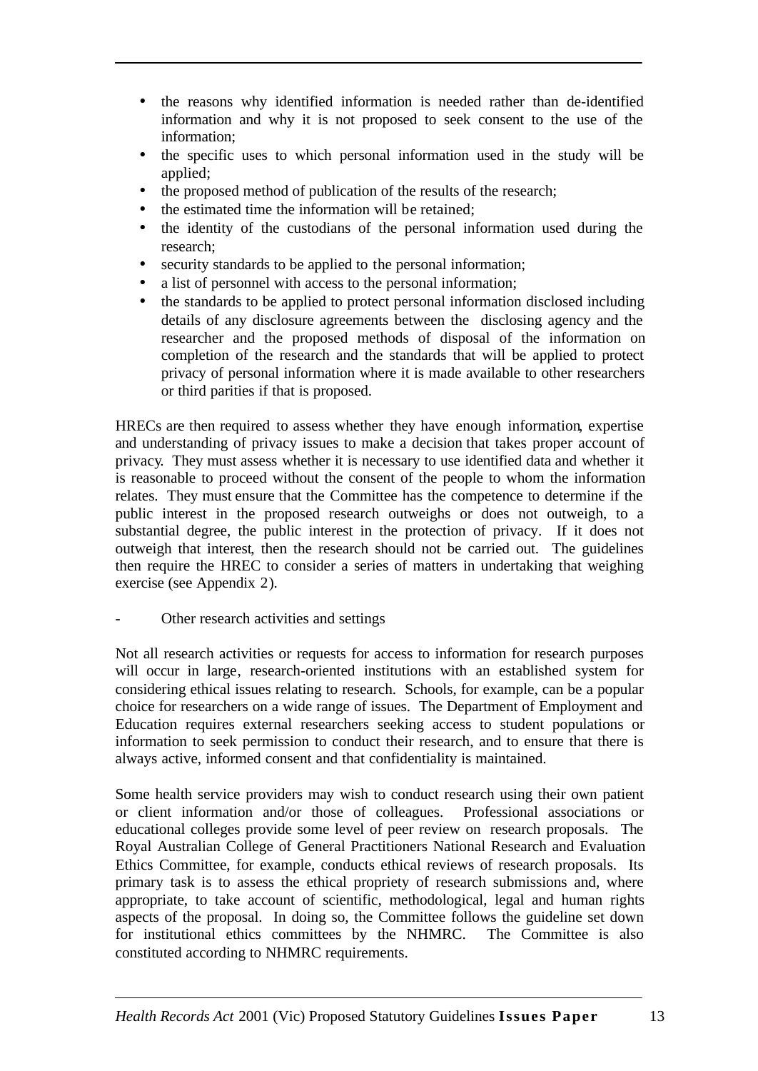- the reasons why identified information is needed rather than de-identified information and why it is not proposed to seek consent to the use of the information;
- the specific uses to which personal information used in the study will be applied;
- the proposed method of publication of the results of the research;
- the estimated time the information will be retained;
- the identity of the custodians of the personal information used during the research;
- security standards to be applied to the personal information;
- a list of personnel with access to the personal information;
- the standards to be applied to protect personal information disclosed including details of any disclosure agreements between the disclosing agency and the researcher and the proposed methods of disposal of the information on completion of the research and the standards that will be applied to protect privacy of personal information where it is made available to other researchers or third parities if that is proposed.

HRECs are then required to assess whether they have enough information, expertise and understanding of privacy issues to make a decision that takes proper account of privacy. They must assess whether it is necessary to use identified data and whether it is reasonable to proceed without the consent of the people to whom the information relates. They must ensure that the Committee has the competence to determine if the public interest in the proposed research outweighs or does not outweigh, to a substantial degree, the public interest in the protection of privacy. If it does not outweigh that interest, then the research should not be carried out. The guidelines then require the HREC to consider a series of matters in undertaking that weighing exercise (see Appendix 2).

\- Other research activities and settings

Not all research activities or requests for access to information for research purposes will occur in large, research-oriented institutions with an established system for considering ethical issues relating to research. Schools, for example, can be a popular choice for researchers on a wide range of issues. The Department of Employment and Education requires external researchers seeking access to student populations or information to seek permission to conduct their research, and to ensure that there is always active, informed consent and that confidentiality is maintained.

Some health service providers may wish to conduct research using their own patient or client information and/or those of colleagues. Professional associations or educational colleges provide some level of peer review on research proposals. The Royal Australian College of General Practitioners National Research and Evaluation Ethics Committee, for example, conducts ethical reviews of research proposals. Its primary task is to assess the ethical propriety of research submissions and, where appropriate, to take account of scientific, methodological, legal and human rights aspects of the proposal. In doing so, the Committee follows the guideline set down for institutional ethics committees by the NHMRC. The Committee is also constituted according to NHMRC requirements.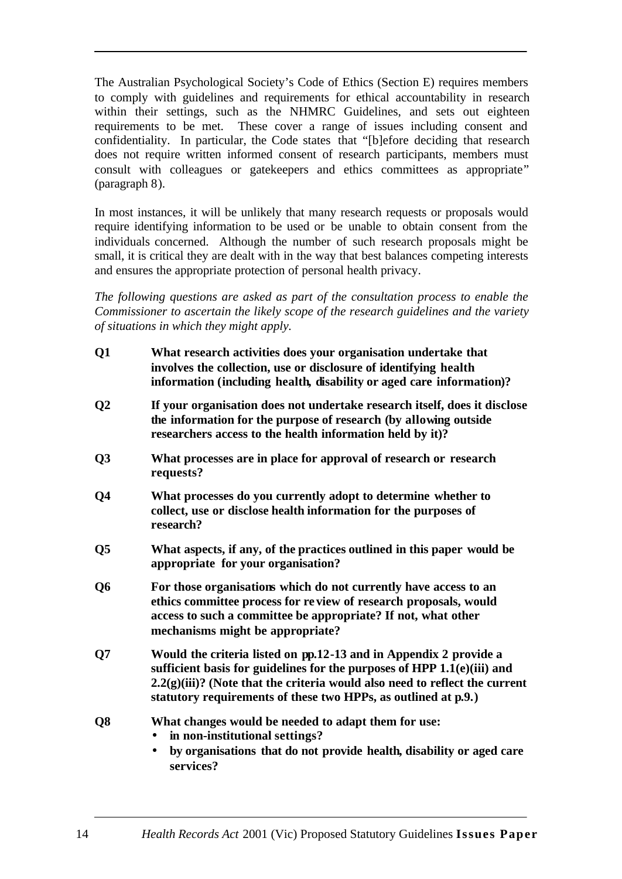The Australian Psychological Society's Code of Ethics (Section E) requires members to comply with guidelines and requirements for ethical accountability in research within their settings, such as the NHMRC Guidelines, and sets out eighteen requirements to be met. These cover a range of issues including consent and confidentiality. In particular, the Code states that "[b]efore deciding that research does not require written informed consent of research participants, members must consult with colleagues or gatekeepers and ethics committees as appropriate" (paragraph 8).

In most instances, it will be unlikely that many research requests or proposals would require identifying information to be used or be unable to obtain consent from the individuals concerned. Although the number of such research proposals might be small, it is critical they are dealt with in the way that best balances competing interests and ensures the appropriate protection of personal health privacy.

*The following questions are asked as part of the consultation process to enable the Commissioner to ascertain the likely scope of the research guidelines and the variety of situations in which they might apply.*

**Q1** **What research activities does your organisation undertake that involves the collection, use or disclosure of identifying health information (including health, disability or aged care information)?**

**Q2** **If your organisation does not undertake research itself, does it disclose the information for the purpose of research (by allowing outside researchers access to the health information held by it)?**

**Q3** **What processes are in place for approval of research or research requests?**

**Q4** **What processes do you currently adopt to determine whether to collect, use or disclose health information for the purposes of research?**

**Q5** **What aspects, if any, of the practices outlined in this paper would be appropriate for your organisation?**

**Q6** **For those organisations which do not currently have access to an ethics committee process for review of research proposals, would access to such a committee be appropriate? If not, what other mechanisms might be appropriate?**

**Q7** **Would the criteria listed on pp.12-13 and in Appendix 2 provide a sufficient basis for guidelines for the purposes of HPP 1.1(e)(iii) and 2.2(g)(iii)? (Note that the criteria would also need to reflect the current statutory requirements of these two HPPs, as outlined at p.9.)**

**Q8** **What changes would be needed to adapt them for use:**

- **in non-institutional settings?**
- **by organisations that do not provide health, disability or aged care services?**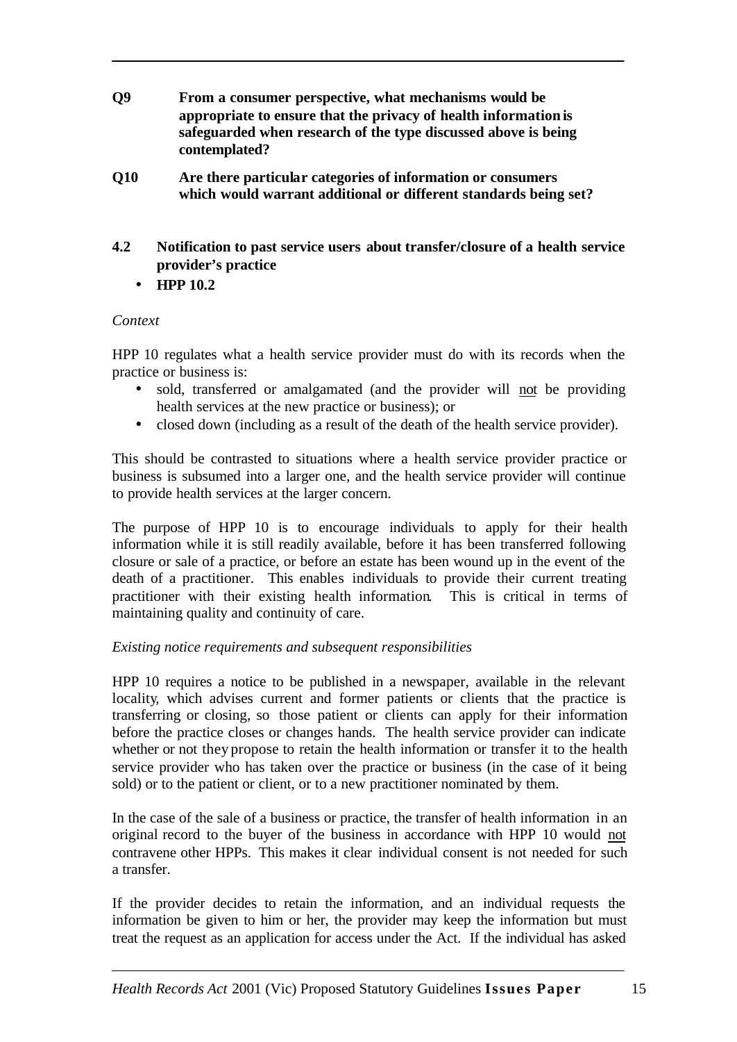**Q9 From a consumer perspective, what mechanisms would be appropriate to ensure that the privacy of health information is safeguarded when research of the type discussed above is being contemplated?**

**Q10 Are there particular categories of information or consumers which would warrant additional or different standards being set?**

### 4.2 Notification to past service users about transfer/closure of a health service provider's practice

- **HPP 10.2**

*Context*

HPP 10 regulates what a health service provider must do with its records when the practice or business is:

- sold, transferred or amalgamated (and the provider will not be providing health services at the new practice or business); or
- closed down (including as a result of the death of the health service provider).

This should be contrasted to situations where a health service provider practice or business is subsumed into a larger one, and the health service provider will continue to provide health services at the larger concern.

The purpose of HPP 10 is to encourage individuals to apply for their health information while it is still readily available, before it has been transferred following closure or sale of a practice, or before an estate has been wound up in the event of the death of a practitioner. This enables individuals to provide their current treating practitioner with their existing health information. This is critical in terms of maintaining quality and continuity of care.

*Existing notice requirements and subsequent responsibilities*

HPP 10 requires a notice to be published in a newspaper, available in the relevant locality, which advises current and former patients or clients that the practice is transferring or closing, so those patient or clients can apply for their information before the practice closes or changes hands. The health service provider can indicate whether or not they propose to retain the health information or transfer it to the health service provider who has taken over the practice or business (in the case of it being sold) or to the patient or client, or to a new practitioner nominated by them.

In the case of the sale of a business or practice, the transfer of health information in an original record to the buyer of the business in accordance with HPP 10 would not contravene other HPPs. This makes it clear individual consent is not needed for such a transfer.

If the provider decides to retain the information, and an individual requests the information be given to him or her, the provider may keep the information but must treat the request as an application for access under the Act. If the individual has asked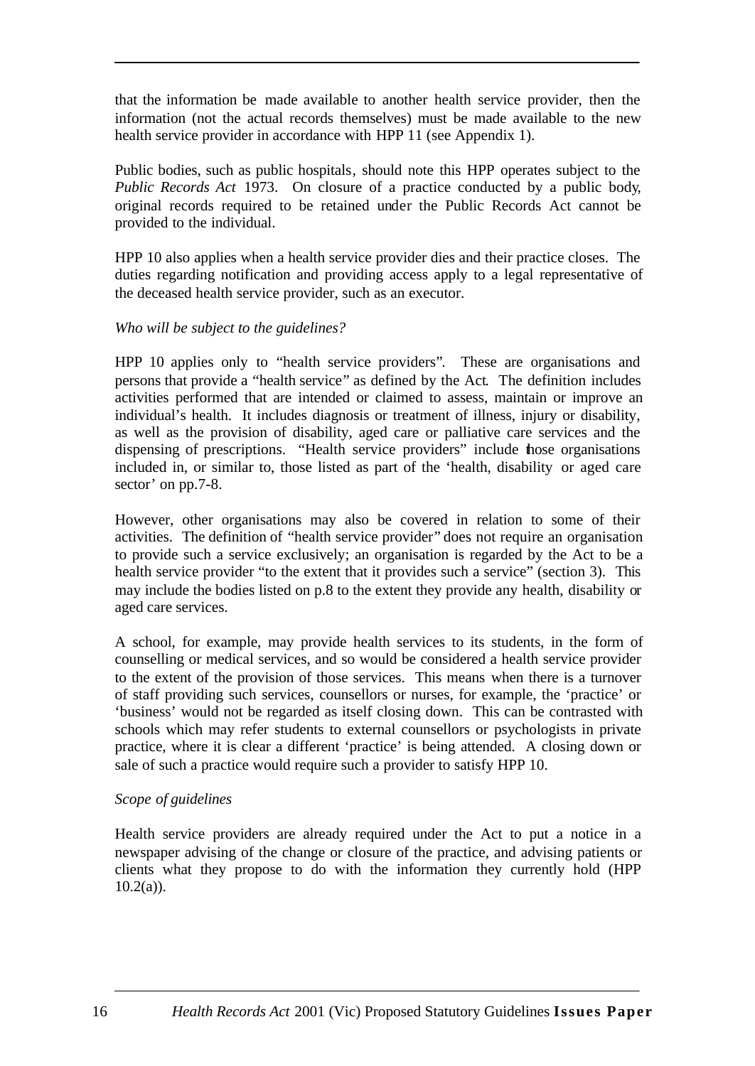that the information be made available to another health service provider, then the information (not the actual records themselves) must be made available to the new health service provider in accordance with HPP 11 (see Appendix 1).

Public bodies, such as public hospitals, should note this HPP operates subject to the *Public Records Act* 1973. On closure of a practice conducted by a public body, original records required to be retained under the Public Records Act cannot be provided to the individual.

HPP 10 also applies when a health service provider dies and their practice closes. The duties regarding notification and providing access apply to a legal representative of the deceased health service provider, such as an executor.

*Who will be subject to the guidelines?*

HPP 10 applies only to "health service providers". These are organisations and persons that provide a "health service" as defined by the Act. The definition includes activities performed that are intended or claimed to assess, maintain or improve an individual's health. It includes diagnosis or treatment of illness, injury or disability, as well as the provision of disability, aged care or palliative care services and the dispensing of prescriptions. "Health service providers" include those organisations included in, or similar to, those listed as part of the 'health, disability or aged care sector' on pp.7-8.

However, other organisations may also be covered in relation to some of their activities. The definition of "health service provider" does not require an organisation to provide such a service exclusively; an organisation is regarded by the Act to be a health service provider "to the extent that it provides such a service" (section 3). This may include the bodies listed on p.8 to the extent they provide any health, disability or aged care services.

A school, for example, may provide health services to its students, in the form of counselling or medical services, and so would be considered a health service provider to the extent of the provision of those services. This means when there is a turnover of staff providing such services, counsellors or nurses, for example, the 'practice' or 'business' would not be regarded as itself closing down. This can be contrasted with schools which may refer students to external counsellors or psychologists in private practice, where it is clear a different 'practice' is being attended. A closing down or sale of such a practice would require such a provider to satisfy HPP 10.

*Scope of guidelines*

Health service providers are already required under the Act to put a notice in a newspaper advising of the change or closure of the practice, and advising patients or clients what they propose to do with the information they currently hold (HPP 10.2(a)).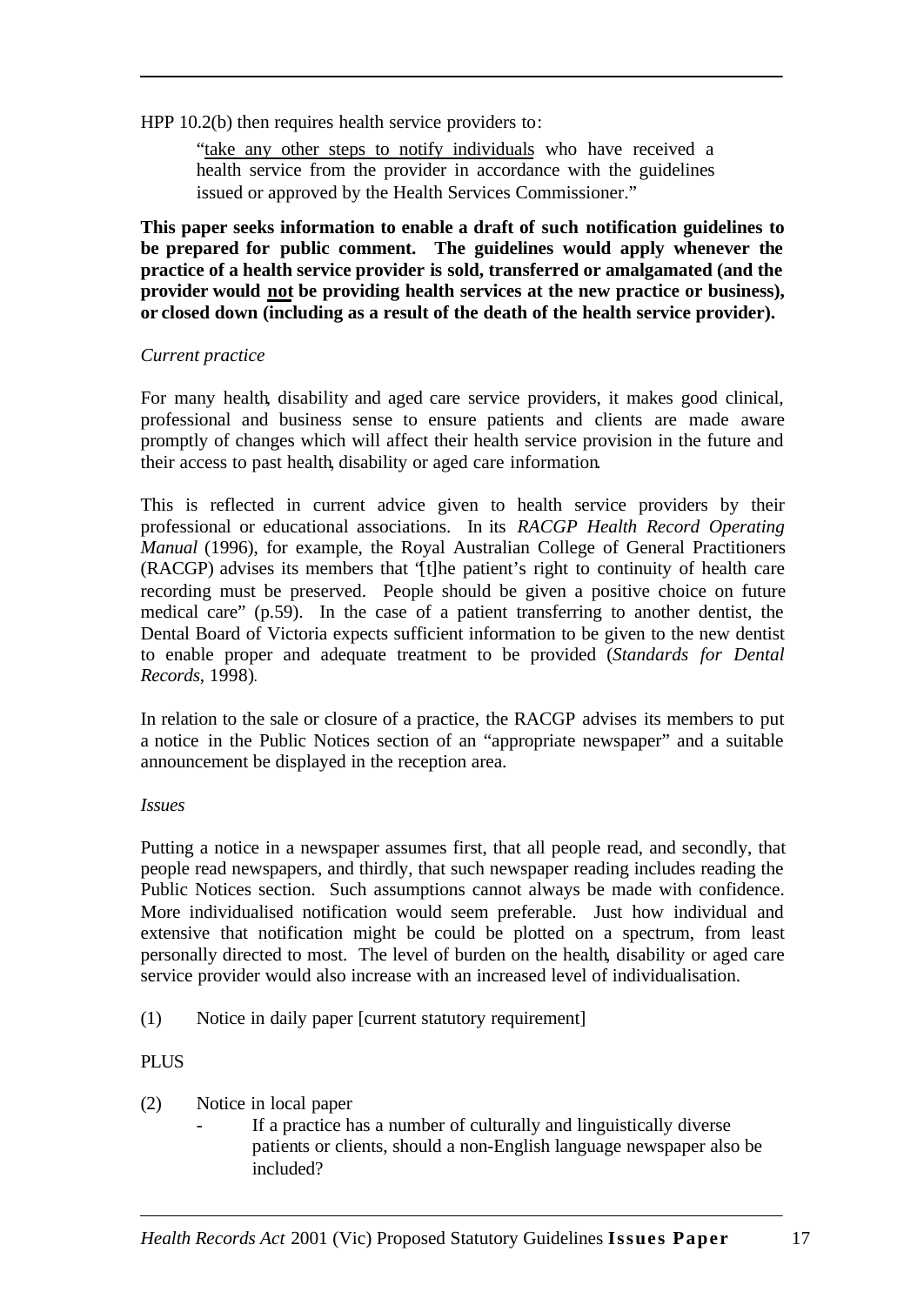HPP 10.2(b) then requires health service providers to:

> "take any other steps to notify individuals who have received a health service from the provider in accordance with the guidelines issued or approved by the Health Services Commissioner."

**This paper seeks information to enable a draft of such notification guidelines to be prepared for public comment. The guidelines would apply whenever the practice of a health service provider is sold, transferred or amalgamated (and the provider would <u>not</u> be providing health services at the new practice or business), or closed down (including as a result of the death of the health service provider).**

*Current practice*

For many health, disability and aged care service providers, it makes good clinical, professional and business sense to ensure patients and clients are made aware promptly of changes which will affect their health service provision in the future and their access to past health, disability or aged care information.

This is reflected in current advice given to health service providers by their professional or educational associations. In its *RACGP Health Record Operating Manual* (1996), for example, the Royal Australian College of General Practitioners (RACGP) advises its members that "[t]he patient's right to continuity of health care recording must be preserved. People should be given a positive choice on future medical care" (p.59). In the case of a patient transferring to another dentist, the Dental Board of Victoria expects sufficient information to be given to the new dentist to enable proper and adequate treatment to be provided (*Standards for Dental Records*, 1998).

In relation to the sale or closure of a practice, the RACGP advises its members to put a notice in the Public Notices section of an "appropriate newspaper" and a suitable announcement be displayed in the reception area.

*Issues*

Putting a notice in a newspaper assumes first, that all people read, and secondly, that people read newspapers, and thirdly, that such newspaper reading includes reading the Public Notices section. Such assumptions cannot always be made with confidence. More individualised notification would seem preferable. Just how individual and extensive that notification might be could be plotted on a spectrum, from least personally directed to most. The level of burden on the health, disability or aged care service provider would also increase with an increased level of individualisation.

(1) Notice in daily paper [current statutory requirement]

PLUS

(2) Notice in local paper
- If a practice has a number of culturally and linguistically diverse patients or clients, should a non-English language newspaper also be included?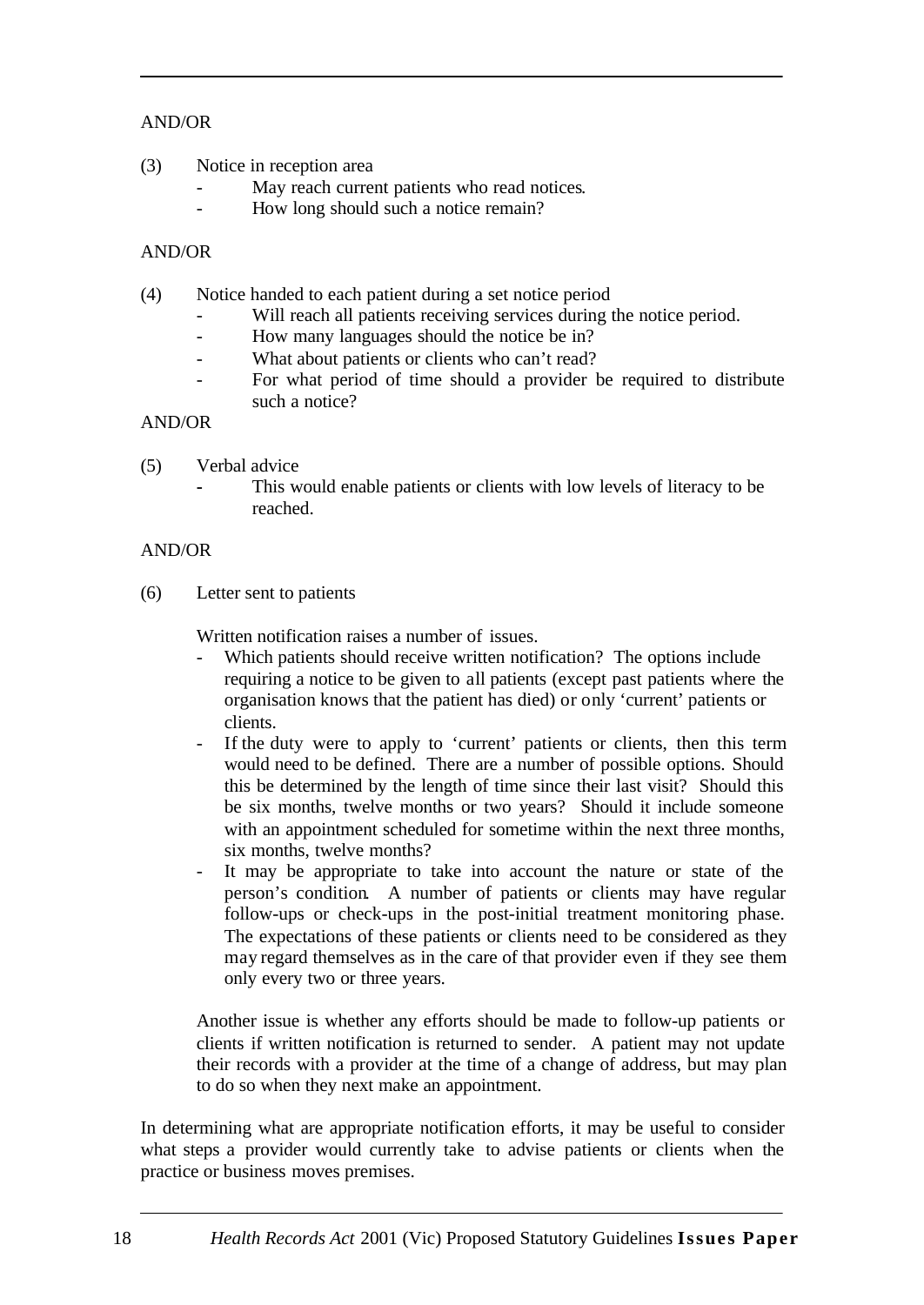AND/OR

(3) Notice in reception area
  - May reach current patients who read notices.
  - How long should such a notice remain?

AND/OR

(4) Notice handed to each patient during a set notice period
  - Will reach all patients receiving services during the notice period.
  - How many languages should the notice be in?
  - What about patients or clients who can't read?
  - For what period of time should a provider be required to distribute such a notice?

AND/OR

(5) Verbal advice
  - This would enable patients or clients with low levels of literacy to be reached.

AND/OR

(6) Letter sent to patients

  Written notification raises a number of issues.
  - Which patients should receive written notification? The options include requiring a notice to be given to all patients (except past patients where the organisation knows that the patient has died) or only 'current' patients or clients.
  - If the duty were to apply to 'current' patients or clients, then this term would need to be defined. There are a number of possible options. Should this be determined by the length of time since their last visit? Should this be six months, twelve months or two years? Should it include someone with an appointment scheduled for sometime within the next three months, six months, twelve months?
  - It may be appropriate to take into account the nature or state of the person's condition. A number of patients or clients may have regular follow-ups or check-ups in the post-initial treatment monitoring phase. The expectations of these patients or clients need to be considered as they may regard themselves as in the care of that provider even if they see them only every two or three years.

  Another issue is whether any efforts should be made to follow-up patients or clients if written notification is returned to sender. A patient may not update their records with a provider at the time of a change of address, but may plan to do so when they next make an appointment.

In determining what are appropriate notification efforts, it may be useful to consider what steps a provider would currently take to advise patients or clients when the practice or business moves premises.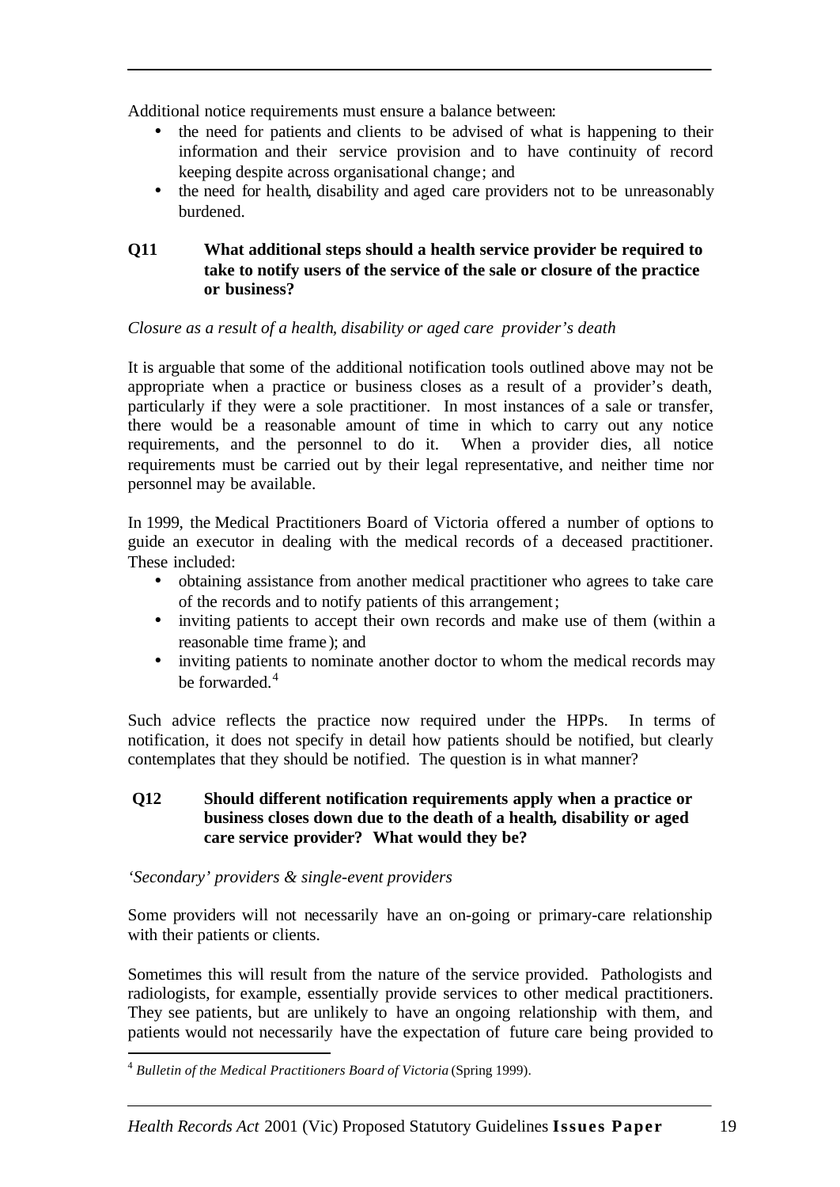Additional notice requirements must ensure a balance between:

- the need for patients and clients to be advised of what is happening to their information and their service provision and to have continuity of record keeping despite across organisational change; and
- the need for health, disability and aged care providers not to be unreasonably burdened.

**Q11 What additional steps should a health service provider be required to take to notify users of the service of the sale or closure of the practice or business?**

*Closure as a result of a health, disability or aged care provider's death*

It is arguable that some of the additional notification tools outlined above may not be appropriate when a practice or business closes as a result of a provider's death, particularly if they were a sole practitioner. In most instances of a sale or transfer, there would be a reasonable amount of time in which to carry out any notice requirements, and the personnel to do it. When a provider dies, all notice requirements must be carried out by their legal representative, and neither time nor personnel may be available.

In 1999, the Medical Practitioners Board of Victoria offered a number of options to guide an executor in dealing with the medical records of a deceased practitioner. These included:

- obtaining assistance from another medical practitioner who agrees to take care of the records and to notify patients of this arrangement;
- inviting patients to accept their own records and make use of them (within a reasonable time frame); and
- inviting patients to nominate another doctor to whom the medical records may be forwarded.[4]

Such advice reflects the practice now required under the HPPs. In terms of notification, it does not specify in detail how patients should be notified, but clearly contemplates that they should be notified. The question is in what manner?

**Q12 Should different notification requirements apply when a practice or business closes down due to the death of a health, disability or aged care service provider? What would they be?**

*'Secondary' providers & single-event providers*

Some providers will not necessarily have an on-going or primary-care relationship with their patients or clients.

Sometimes this will result from the nature of the service provided. Pathologists and radiologists, for example, essentially provide services to other medical practitioners. They see patients, but are unlikely to have an ongoing relationship with them, and patients would not necessarily have the expectation of future care being provided to

[4] *Bulletin of the Medical Practitioners Board of Victoria* (Spring 1999).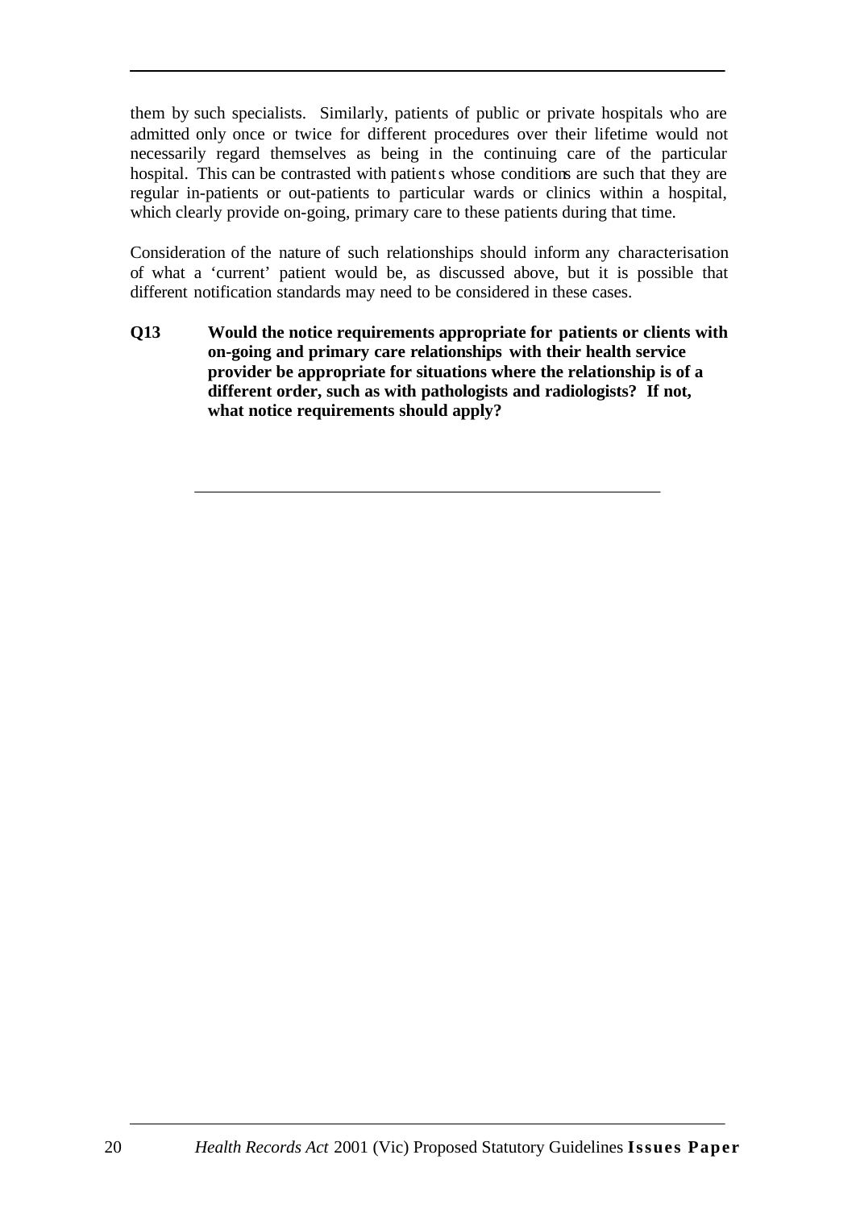them by such specialists. Similarly, patients of public or private hospitals who are admitted only once or twice for different procedures over their lifetime would not necessarily regard themselves as being in the continuing care of the particular hospital. This can be contrasted with patients whose conditions are such that they are regular in-patients or out-patients to particular wards or clinics within a hospital, which clearly provide on-going, primary care to these patients during that time.

Consideration of the nature of such relationships should inform any characterisation of what a 'current' patient would be, as discussed above, but it is possible that different notification standards may need to be considered in these cases.

**Q13 Would the notice requirements appropriate for patients or clients with on-going and primary care relationships with their health service provider be appropriate for situations where the relationship is of a different order, such as with pathologists and radiologists? If not, what notice requirements should apply?**

---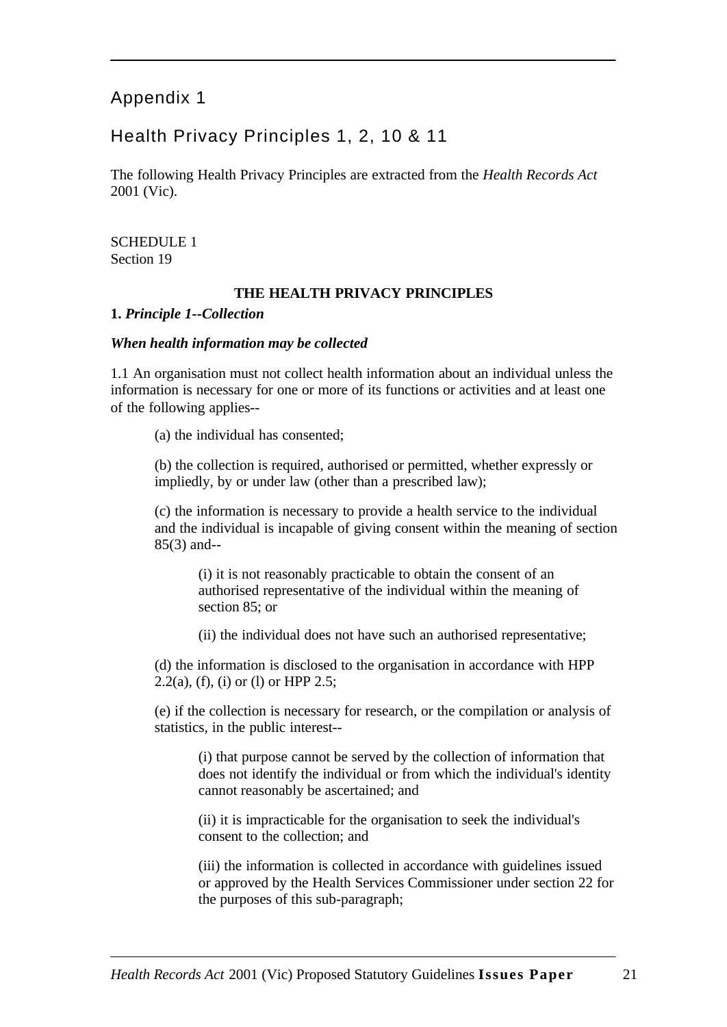## Appendix 1

## Health Privacy Principles 1, 2, 10 & 11

The following Health Privacy Principles are extracted from the *Health Records Act* 2001 (Vic).

SCHEDULE 1
Section 19

**THE HEALTH PRIVACY PRINCIPLES**

**1.** ***Principle 1--Collection***

***When health information may be collected***

1.1 An organisation must not collect health information about an individual unless the information is necessary for one or more of its functions or activities and at least one of the following applies--

> (a) the individual has consented;
>
> (b) the collection is required, authorised or permitted, whether expressly or impliedly, by or under law (other than a prescribed law);
>
> (c) the information is necessary to provide a health service to the individual and the individual is incapable of giving consent within the meaning of section 85(3) and--
>
> > (i) it is not reasonably practicable to obtain the consent of an authorised representative of the individual within the meaning of section 85; or
> >
> > (ii) the individual does not have such an authorised representative;
>
> (d) the information is disclosed to the organisation in accordance with HPP 2.2(a), (f), (i) or (l) or HPP 2.5;
>
> (e) if the collection is necessary for research, or the compilation or analysis of statistics, in the public interest--
>
> > (i) that purpose cannot be served by the collection of information that does not identify the individual or from which the individual's identity cannot reasonably be ascertained; and
> >
> > (ii) it is impracticable for the organisation to seek the individual's consent to the collection; and
> >
> > (iii) the information is collected in accordance with guidelines issued or approved by the Health Services Commissioner under section 22 for the purposes of this sub-paragraph;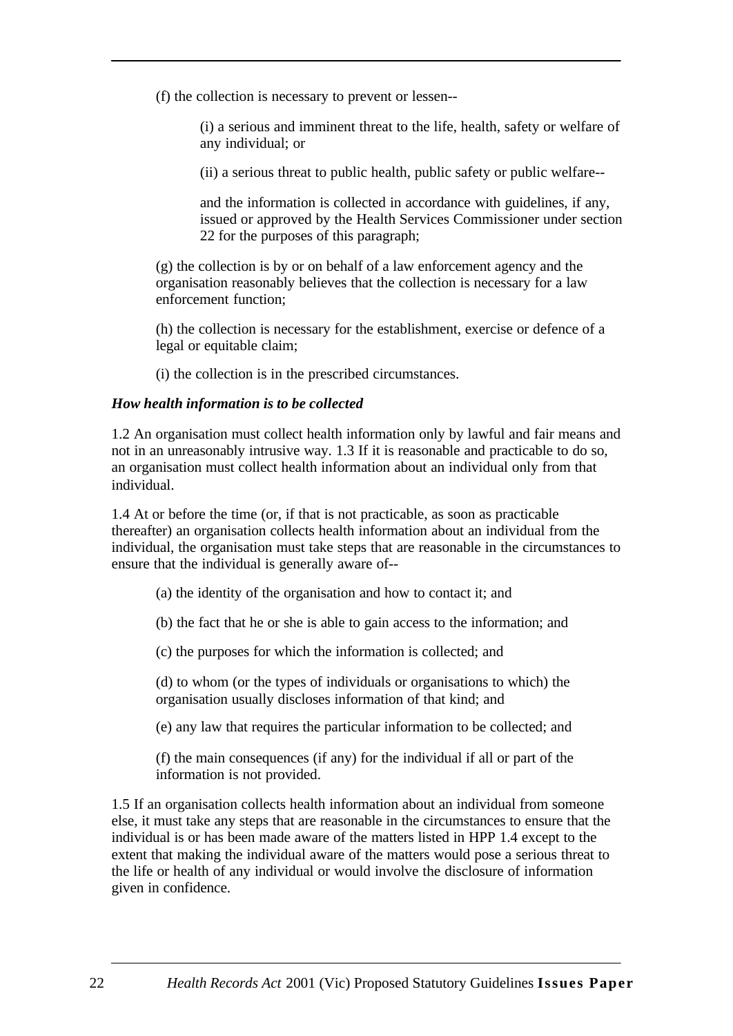(f) the collection is necessary to prevent or lessen--

> (i) a serious and imminent threat to the life, health, safety or welfare of any individual; or
>
> (ii) a serious threat to public health, public safety or public welfare--
>
> and the information is collected in accordance with guidelines, if any, issued or approved by the Health Services Commissioner under section 22 for the purposes of this paragraph;

(g) the collection is by or on behalf of a law enforcement agency and the organisation reasonably believes that the collection is necessary for a law enforcement function;

(h) the collection is necessary for the establishment, exercise or defence of a legal or equitable claim;

(i) the collection is in the prescribed circumstances.

***How health information is to be collected***

1.2 An organisation must collect health information only by lawful and fair means and not in an unreasonably intrusive way. 1.3 If it is reasonable and practicable to do so, an organisation must collect health information about an individual only from that individual.

1.4 At or before the time (or, if that is not practicable, as soon as practicable thereafter) an organisation collects health information about an individual from the individual, the organisation must take steps that are reasonable in the circumstances to ensure that the individual is generally aware of--

(a) the identity of the organisation and how to contact it; and

(b) the fact that he or she is able to gain access to the information; and

(c) the purposes for which the information is collected; and

(d) to whom (or the types of individuals or organisations to which) the organisation usually discloses information of that kind; and

(e) any law that requires the particular information to be collected; and

(f) the main consequences (if any) for the individual if all or part of the information is not provided.

1.5 If an organisation collects health information about an individual from someone else, it must take any steps that are reasonable in the circumstances to ensure that the individual is or has been made aware of the matters listed in HPP 1.4 except to the extent that making the individual aware of the matters would pose a serious threat to the life or health of any individual or would involve the disclosure of information given in confidence.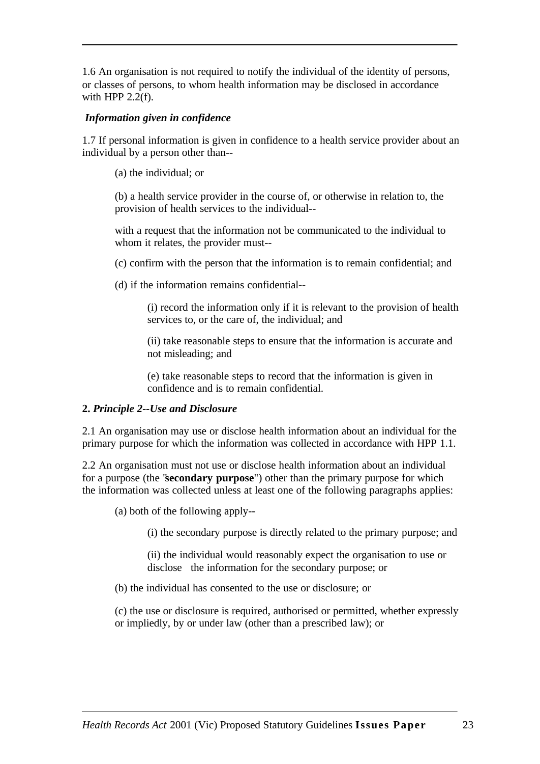1.6 An organisation is not required to notify the individual of the identity of persons, or classes of persons, to whom health information may be disclosed in accordance with HPP 2.2(f).

***Information given in confidence***

1.7 If personal information is given in confidence to a health service provider about an individual by a person other than--

(a) the individual; or

(b) a health service provider in the course of, or otherwise in relation to, the provision of health services to the individual--

with a request that the information not be communicated to the individual to whom it relates, the provider must--

(c) confirm with the person that the information is to remain confidential; and

(d) if the information remains confidential--

(i) record the information only if it is relevant to the provision of health services to, or the care of, the individual; and

(ii) take reasonable steps to ensure that the information is accurate and not misleading; and

(e) take reasonable steps to record that the information is given in confidence and is to remain confidential.

**2. *Principle 2--Use and Disclosure***

2.1 An organisation may use or disclose health information about an individual for the primary purpose for which the information was collected in accordance with HPP 1.1.

2.2 An organisation must not use or disclose health information about an individual for a purpose (the "**secondary purpose**") other than the primary purpose for which the information was collected unless at least one of the following paragraphs applies:

(a) both of the following apply--

(i) the secondary purpose is directly related to the primary purpose; and

(ii) the individual would reasonably expect the organisation to use or disclose the information for the secondary purpose; or

(b) the individual has consented to the use or disclosure; or

(c) the use or disclosure is required, authorised or permitted, whether expressly or impliedly, by or under law (other than a prescribed law); or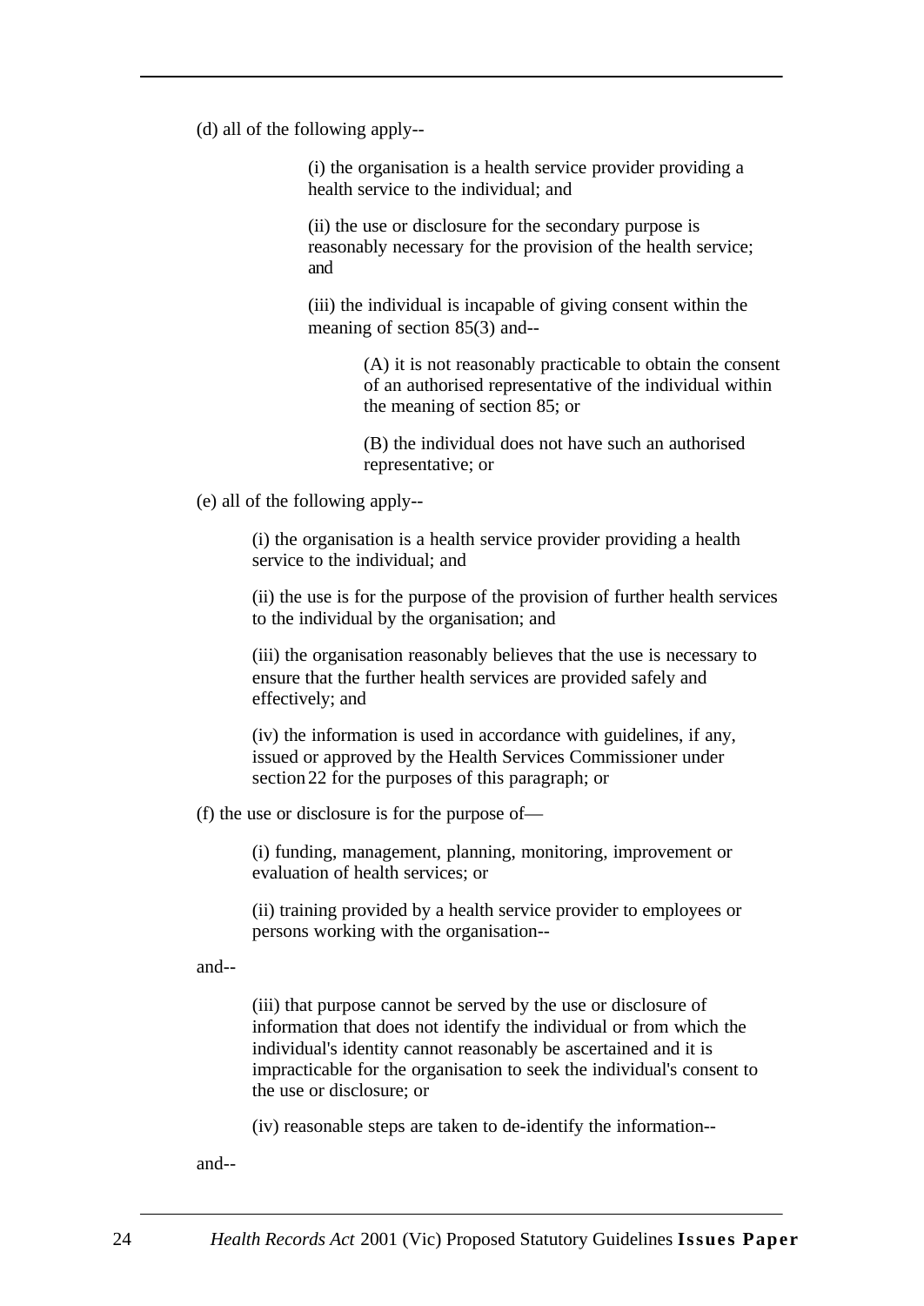(d) all of the following apply--

> (i) the organisation is a health service provider providing a health service to the individual; and
>
> (ii) the use or disclosure for the secondary purpose is reasonably necessary for the provision of the health service; and
>
> (iii) the individual is incapable of giving consent within the meaning of section 85(3) and--
>
> > (A) it is not reasonably practicable to obtain the consent of an authorised representative of the individual within the meaning of section 85; or
> >
> > (B) the individual does not have such an authorised representative; or

(e) all of the following apply--

> (i) the organisation is a health service provider providing a health service to the individual; and
>
> (ii) the use is for the purpose of the provision of further health services to the individual by the organisation; and
>
> (iii) the organisation reasonably believes that the use is necessary to ensure that the further health services are provided safely and effectively; and
>
> (iv) the information is used in accordance with guidelines, if any, issued or approved by the Health Services Commissioner under section 22 for the purposes of this paragraph; or

(f) the use or disclosure is for the purpose of—

> (i) funding, management, planning, monitoring, improvement or evaluation of health services; or
>
> (ii) training provided by a health service provider to employees or persons working with the organisation--

and--

> (iii) that purpose cannot be served by the use or disclosure of information that does not identify the individual or from which the individual's identity cannot reasonably be ascertained and it is impracticable for the organisation to seek the individual's consent to the use or disclosure; or
>
> (iv) reasonable steps are taken to de-identify the information--

and--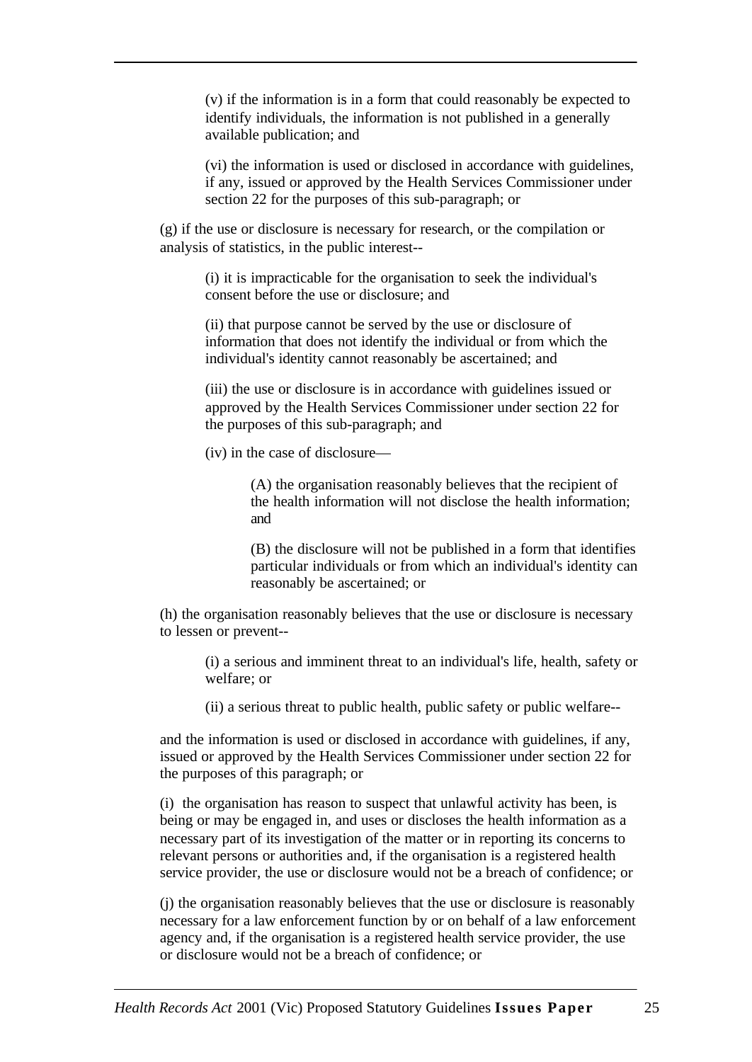(v) if the information is in a form that could reasonably be expected to identify individuals, the information is not published in a generally available publication; and

(vi) the information is used or disclosed in accordance with guidelines, if any, issued or approved by the Health Services Commissioner under section 22 for the purposes of this sub-paragraph; or

(g) if the use or disclosure is necessary for research, or the compilation or analysis of statistics, in the public interest--

(i) it is impracticable for the organisation to seek the individual's consent before the use or disclosure; and

(ii) that purpose cannot be served by the use or disclosure of information that does not identify the individual or from which the individual's identity cannot reasonably be ascertained; and

(iii) the use or disclosure is in accordance with guidelines issued or approved by the Health Services Commissioner under section 22 for the purposes of this sub-paragraph; and

(iv) in the case of disclosure—

(A) the organisation reasonably believes that the recipient of the health information will not disclose the health information; and

(B) the disclosure will not be published in a form that identifies particular individuals or from which an individual's identity can reasonably be ascertained; or

(h) the organisation reasonably believes that the use or disclosure is necessary to lessen or prevent--

(i) a serious and imminent threat to an individual's life, health, safety or welfare; or

(ii) a serious threat to public health, public safety or public welfare--

and the information is used or disclosed in accordance with guidelines, if any, issued or approved by the Health Services Commissioner under section 22 for the purposes of this paragraph; or

(i) the organisation has reason to suspect that unlawful activity has been, is being or may be engaged in, and uses or discloses the health information as a necessary part of its investigation of the matter or in reporting its concerns to relevant persons or authorities and, if the organisation is a registered health service provider, the use or disclosure would not be a breach of confidence; or

(j) the organisation reasonably believes that the use or disclosure is reasonably necessary for a law enforcement function by or on behalf of a law enforcement agency and, if the organisation is a registered health service provider, the use or disclosure would not be a breach of confidence; or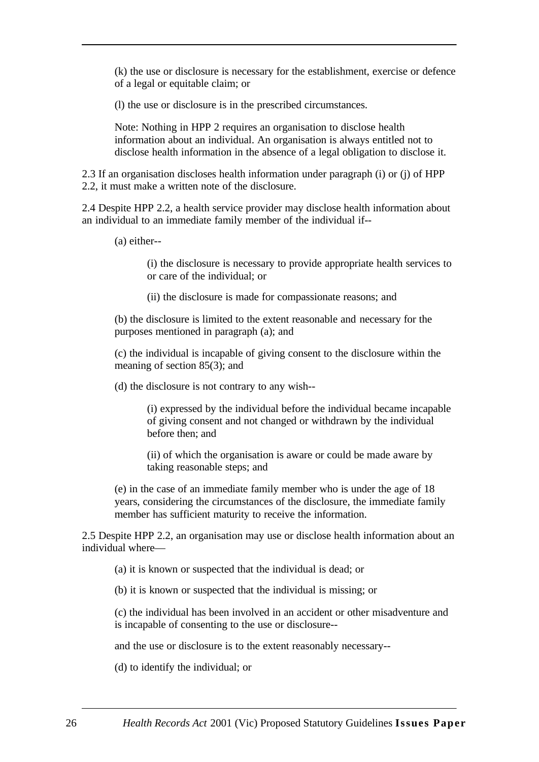(k) the use or disclosure is necessary for the establishment, exercise or defence of a legal or equitable claim; or

(l) the use or disclosure is in the prescribed circumstances.

Note: Nothing in HPP 2 requires an organisation to disclose health information about an individual. An organisation is always entitled not to disclose health information in the absence of a legal obligation to disclose it.

2.3 If an organisation discloses health information under paragraph (i) or (j) of HPP 2.2, it must make a written note of the disclosure.

2.4 Despite HPP 2.2, a health service provider may disclose health information about an individual to an immediate family member of the individual if--

(a) either--

(i) the disclosure is necessary to provide appropriate health services to or care of the individual; or

(ii) the disclosure is made for compassionate reasons; and

(b) the disclosure is limited to the extent reasonable and necessary for the purposes mentioned in paragraph (a); and

(c) the individual is incapable of giving consent to the disclosure within the meaning of section 85(3); and

(d) the disclosure is not contrary to any wish--

(i) expressed by the individual before the individual became incapable of giving consent and not changed or withdrawn by the individual before then; and

(ii) of which the organisation is aware or could be made aware by taking reasonable steps; and

(e) in the case of an immediate family member who is under the age of 18 years, considering the circumstances of the disclosure, the immediate family member has sufficient maturity to receive the information.

2.5 Despite HPP 2.2, an organisation may use or disclose health information about an individual where—

(a) it is known or suspected that the individual is dead; or

(b) it is known or suspected that the individual is missing; or

(c) the individual has been involved in an accident or other misadventure and is incapable of consenting to the use or disclosure--

and the use or disclosure is to the extent reasonably necessary--

(d) to identify the individual; or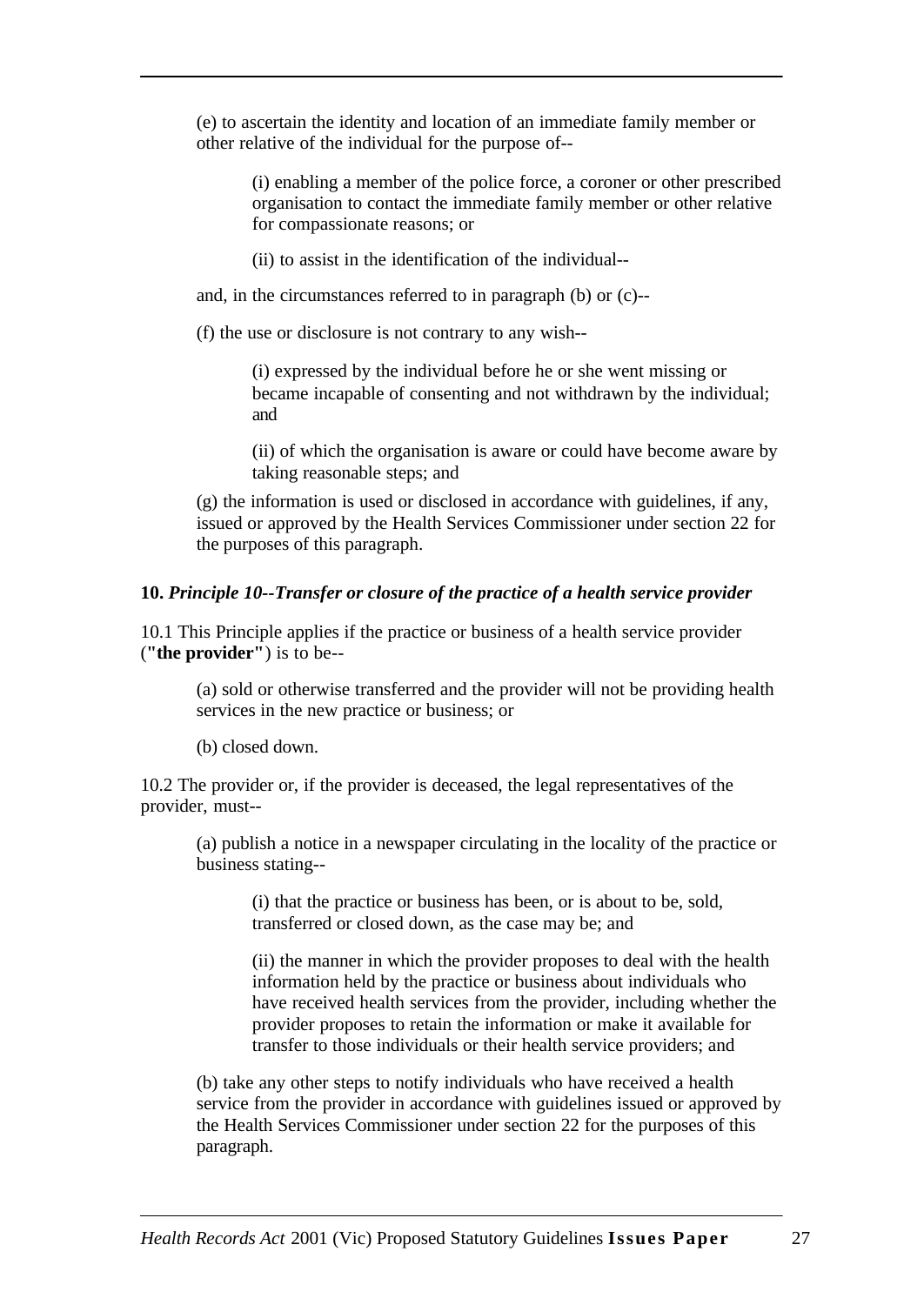(e) to ascertain the identity and location of an immediate family member or other relative of the individual for the purpose of--

> (i) enabling a member of the police force, a coroner or other prescribed organisation to contact the immediate family member or other relative for compassionate reasons; or
>
> (ii) to assist in the identification of the individual--

and, in the circumstances referred to in paragraph (b) or (c)--

(f) the use or disclosure is not contrary to any wish--

> (i) expressed by the individual before he or she went missing or became incapable of consenting and not withdrawn by the individual; and
>
> (ii) of which the organisation is aware or could have become aware by taking reasonable steps; and

(g) the information is used or disclosed in accordance with guidelines, if any, issued or approved by the Health Services Commissioner under section 22 for the purposes of this paragraph.

**10.** ***Principle 10--Transfer or closure of the practice of a health service provider***

10.1 This Principle applies if the practice or business of a health service provider (**"the provider"**) is to be--

(a) sold or otherwise transferred and the provider will not be providing health services in the new practice or business; or

(b) closed down.

10.2 The provider or, if the provider is deceased, the legal representatives of the provider, must--

(a) publish a notice in a newspaper circulating in the locality of the practice or business stating--

> (i) that the practice or business has been, or is about to be, sold, transferred or closed down, as the case may be; and
>
> (ii) the manner in which the provider proposes to deal with the health information held by the practice or business about individuals who have received health services from the provider, including whether the provider proposes to retain the information or make it available for transfer to those individuals or their health service providers; and

(b) take any other steps to notify individuals who have received a health service from the provider in accordance with guidelines issued or approved by the Health Services Commissioner under section 22 for the purposes of this paragraph.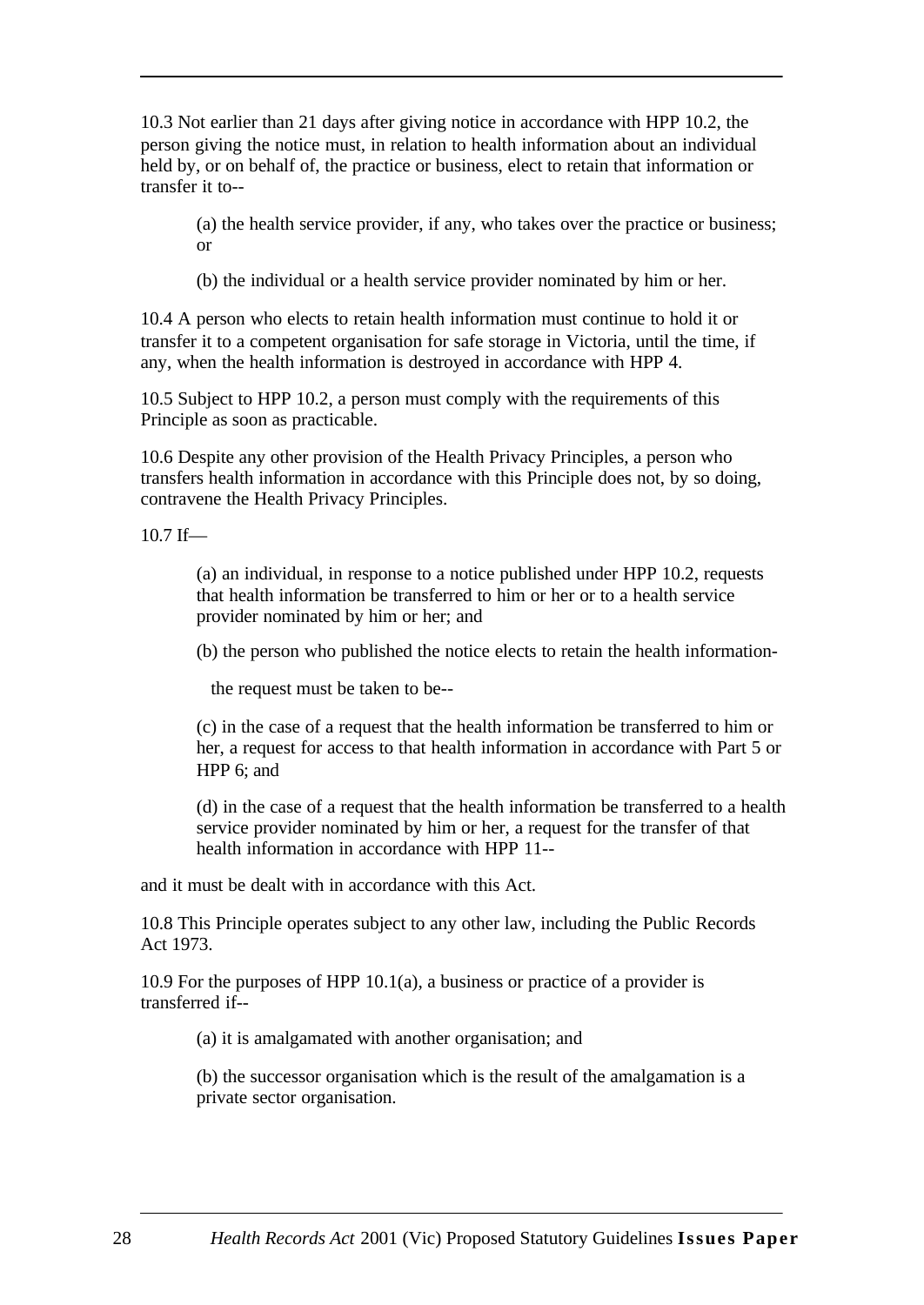10.3 Not earlier than 21 days after giving notice in accordance with HPP 10.2, the person giving the notice must, in relation to health information about an individual held by, or on behalf of, the practice or business, elect to retain that information or transfer it to--

> (a) the health service provider, if any, who takes over the practice or business; or
>
> (b) the individual or a health service provider nominated by him or her.

10.4 A person who elects to retain health information must continue to hold it or transfer it to a competent organisation for safe storage in Victoria, until the time, if any, when the health information is destroyed in accordance with HPP 4.

10.5 Subject to HPP 10.2, a person must comply with the requirements of this Principle as soon as practicable.

10.6 Despite any other provision of the Health Privacy Principles, a person who transfers health information in accordance with this Principle does not, by so doing, contravene the Health Privacy Principles.

10.7 If—

> (a) an individual, in response to a notice published under HPP 10.2, requests that health information be transferred to him or her or to a health service provider nominated by him or her; and
>
> (b) the person who published the notice elects to retain the health information-
>
> the request must be taken to be--
>
> (c) in the case of a request that the health information be transferred to him or her, a request for access to that health information in accordance with Part 5 or HPP 6; and
>
> (d) in the case of a request that the health information be transferred to a health service provider nominated by him or her, a request for the transfer of that health information in accordance with HPP 11--

and it must be dealt with in accordance with this Act.

10.8 This Principle operates subject to any other law, including the Public Records Act 1973.

10.9 For the purposes of HPP 10.1(a), a business or practice of a provider is transferred if--

> (a) it is amalgamated with another organisation; and
>
> (b) the successor organisation which is the result of the amalgamation is a private sector organisation.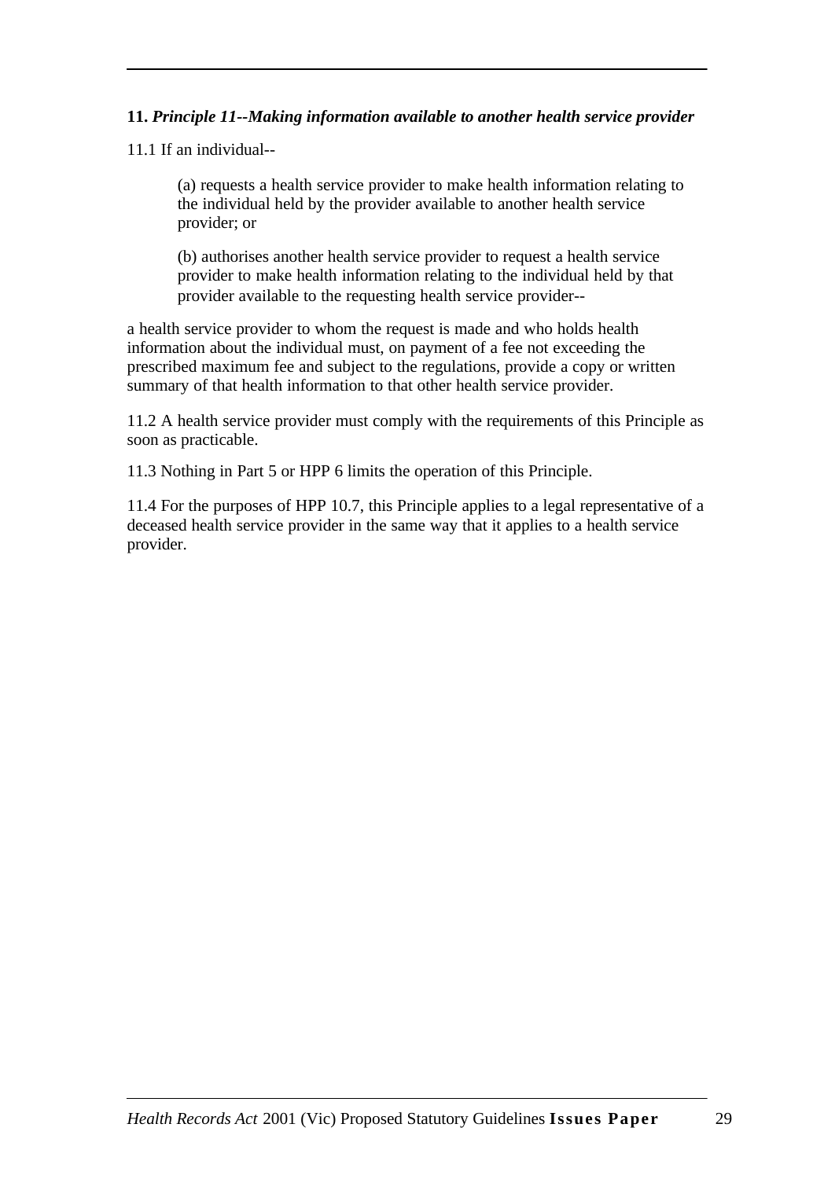**11.** ***Principle 11--Making information available to another health service provider***

11.1 If an individual--

> (a) requests a health service provider to make health information relating to the individual held by the provider available to another health service provider; or
>
> (b) authorises another health service provider to request a health service provider to make health information relating to the individual held by that provider available to the requesting health service provider--

a health service provider to whom the request is made and who holds health information about the individual must, on payment of a fee not exceeding the prescribed maximum fee and subject to the regulations, provide a copy or written summary of that health information to that other health service provider.

11.2 A health service provider must comply with the requirements of this Principle as soon as practicable.

11.3 Nothing in Part 5 or HPP 6 limits the operation of this Principle.

11.4 For the purposes of HPP 10.7, this Principle applies to a legal representative of a deceased health service provider in the same way that it applies to a health service provider.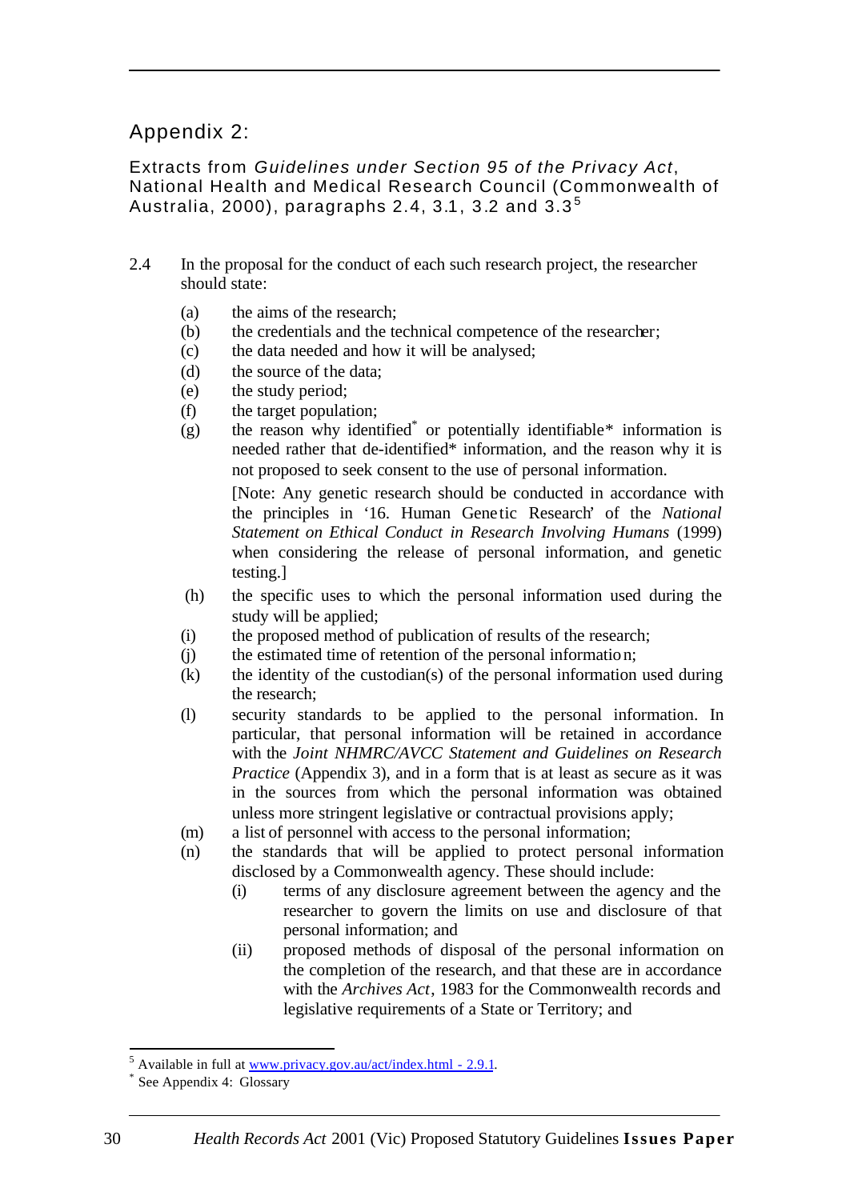# Appendix 2:

## Extracts from *Guidelines under Section 95 of the Privacy Act*, National Health and Medical Research Council (Commonwealth of Australia, 2000), paragraphs 2.4, 3.1, 3.2 and 3.3[5]

2.4 In the proposal for the conduct of each such research project, the researcher should state:

- (a) the aims of the research;
- (b) the credentials and the technical competence of the researcher;
- (c) the data needed and how it will be analysed;
- (d) the source of the data;
- (e) the study period;
- (f) the target population;
- (g) the reason why identified* or potentially identifiable* information is needed rather that de-identified* information, and the reason why it is not proposed to seek consent to the use of personal information.

  [Note: Any genetic research should be conducted in accordance with the principles in '16. Human Genetic Research' of the *National Statement on Ethical Conduct in Research Involving Humans* (1999) when considering the release of personal information, and genetic testing.]
- (h) the specific uses to which the personal information used during the study will be applied;
- (i) the proposed method of publication of results of the research;
- (j) the estimated time of retention of the personal information;
- (k) the identity of the custodian(s) of the personal information used during the research;
- (l) security standards to be applied to the personal information. In particular, that personal information will be retained in accordance with the *Joint NHMRC/AVCC Statement and Guidelines on Research Practice* (Appendix 3), and in a form that is at least as secure as it was in the sources from which the personal information was obtained unless more stringent legislative or contractual provisions apply;
- (m) a list of personnel with access to the personal information;
- (n) the standards that will be applied to protect personal information disclosed by a Commonwealth agency. These should include:
  - (i) terms of any disclosure agreement between the agency and the researcher to govern the limits on use and disclosure of that personal information; and
  - (ii) proposed methods of disposal of the personal information on the completion of the research, and that these are in accordance with the *Archives Act*, 1983 for the Commonwealth records and legislative requirements of a State or Territory; and

---

[5] Available in full at www.privacy.gov.au/act/index.html - 2.9.1.

\* See Appendix 4: Glossary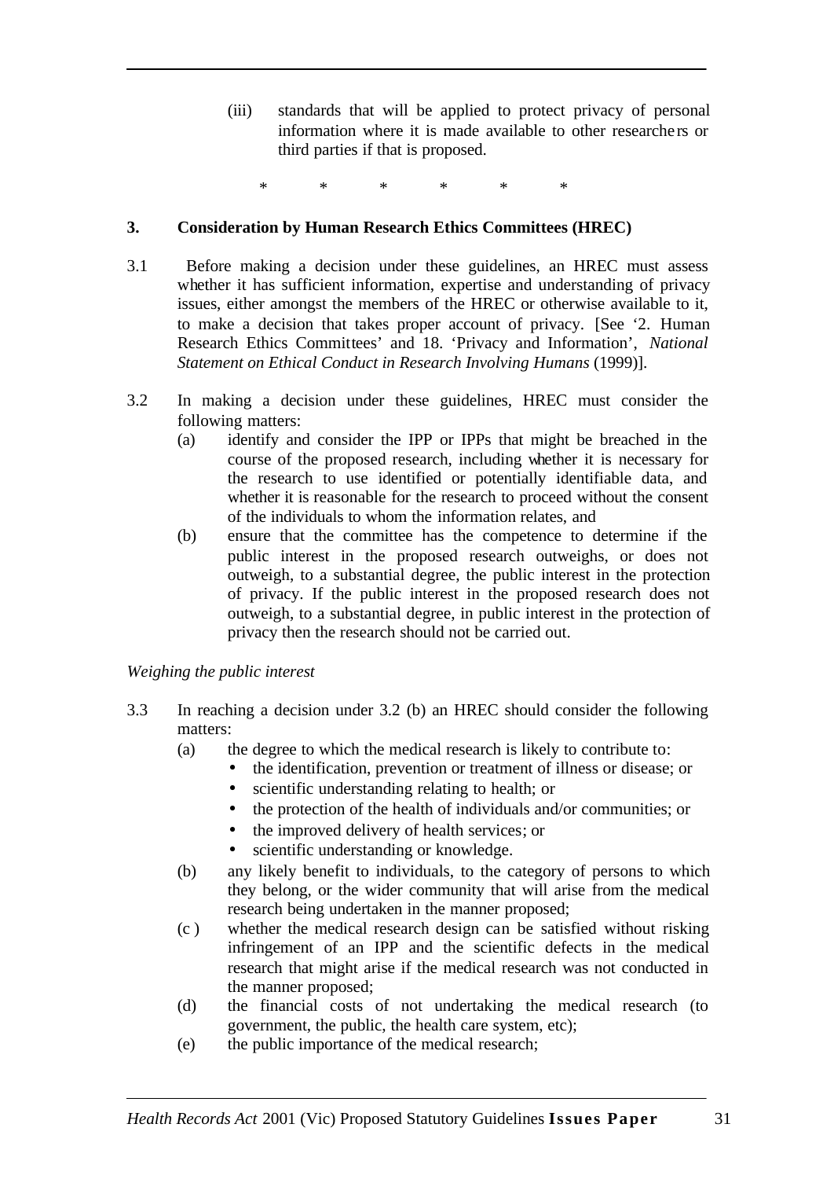(iii) standards that will be applied to protect privacy of personal information where it is made available to other researchers or third parties if that is proposed.

\* \* \* \* \* \*

### 3. Consideration by Human Research Ethics Committees (HREC)

3.1 Before making a decision under these guidelines, an HREC must assess whether it has sufficient information, expertise and understanding of privacy issues, either amongst the members of the HREC or otherwise available to it, to make a decision that takes proper account of privacy. [See '2. Human Research Ethics Committees' and 18. 'Privacy and Information', *National Statement on Ethical Conduct in Research Involving Humans* (1999)].

3.2 In making a decision under these guidelines, HREC must consider the following matters:

(a) identify and consider the IPP or IPPs that might be breached in the course of the proposed research, including whether it is necessary for the research to use identified or potentially identifiable data, and whether it is reasonable for the research to proceed without the consent of the individuals to whom the information relates, and

(b) ensure that the committee has the competence to determine if the public interest in the proposed research outweighs, or does not outweigh, to a substantial degree, the public interest in the protection of privacy. If the public interest in the proposed research does not outweigh, to a substantial degree, in public interest in the protection of privacy then the research should not be carried out.

*Weighing the public interest*

3.3 In reaching a decision under 3.2 (b) an HREC should consider the following matters:

(a) the degree to which the medical research is likely to contribute to:
- the identification, prevention or treatment of illness or disease; or
- scientific understanding relating to health; or
- the protection of the health of individuals and/or communities; or
- the improved delivery of health services; or
- scientific understanding or knowledge.

(b) any likely benefit to individuals, to the category of persons to which they belong, or the wider community that will arise from the medical research being undertaken in the manner proposed;

(c ) whether the medical research design can be satisfied without risking infringement of an IPP and the scientific defects in the medical research that might arise if the medical research was not conducted in the manner proposed;

(d) the financial costs of not undertaking the medical research (to government, the public, the health care system, etc);

(e) the public importance of the medical research;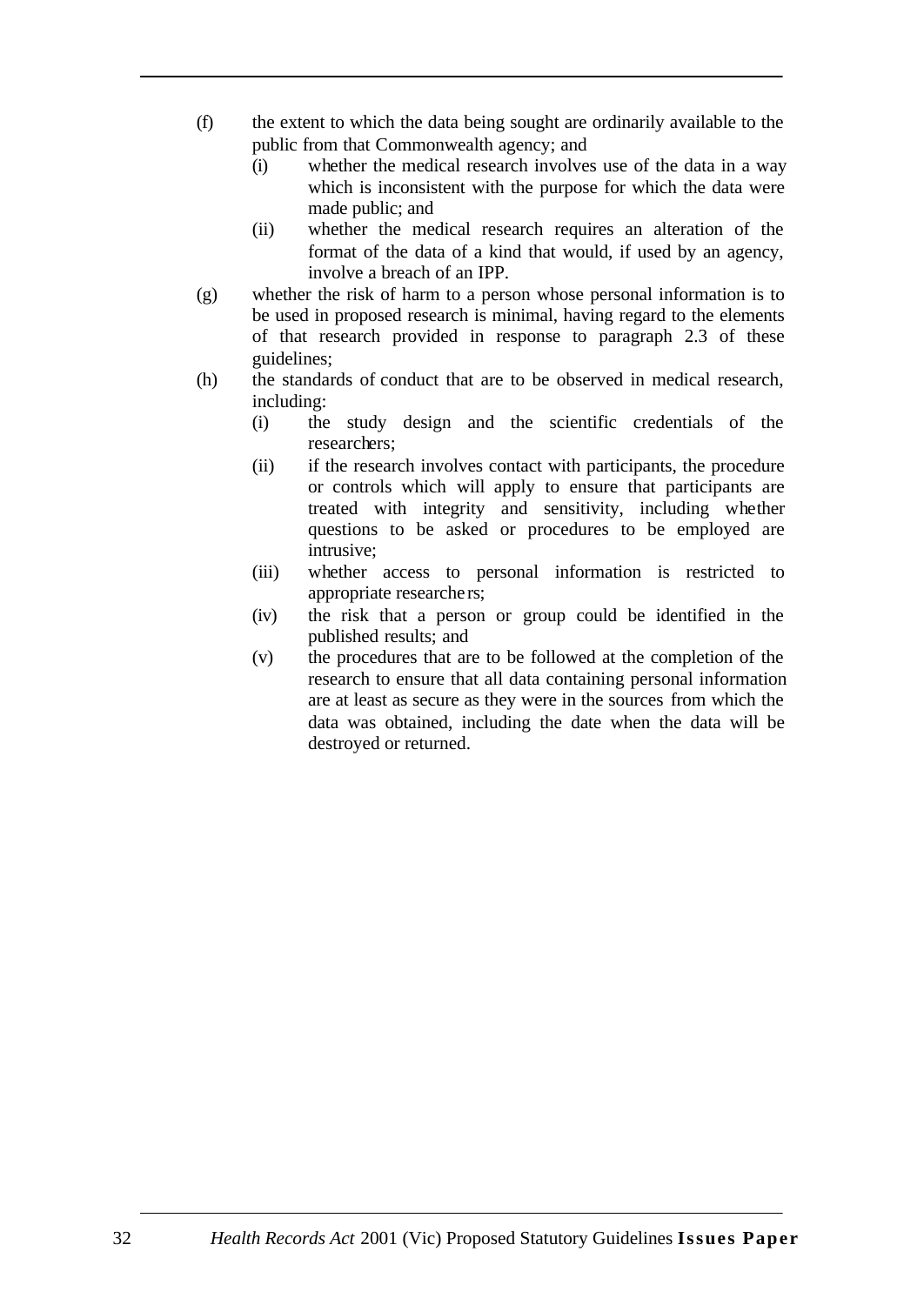(f) the extent to which the data being sought are ordinarily available to the public from that Commonwealth agency; and
   - (i) whether the medical research involves use of the data in a way which is inconsistent with the purpose for which the data were made public; and
   - (ii) whether the medical research requires an alteration of the format of the data of a kind that would, if used by an agency, involve a breach of an IPP.

(g) whether the risk of harm to a person whose personal information is to be used in proposed research is minimal, having regard to the elements of that research provided in response to paragraph 2.3 of these guidelines;

(h) the standards of conduct that are to be observed in medical research, including:
   - (i) the study design and the scientific credentials of the researchers;
   - (ii) if the research involves contact with participants, the procedure or controls which will apply to ensure that participants are treated with integrity and sensitivity, including whether questions to be asked or procedures to be employed are intrusive;
   - (iii) whether access to personal information is restricted to appropriate researchers;
   - (iv) the risk that a person or group could be identified in the published results; and
   - (v) the procedures that are to be followed at the completion of the research to ensure that all data containing personal information are at least as secure as they were in the sources from which the data was obtained, including the date when the data will be destroyed or returned.